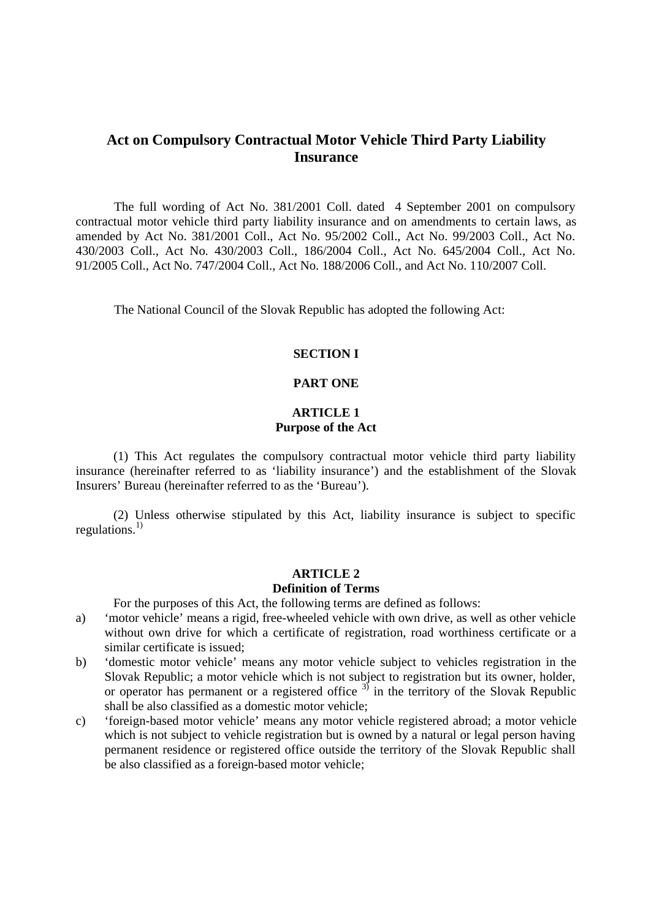# Act on Compulsory Contractual Motor Vehicle Third Party Liability Insurance

The full wording of Act No. 381/2001 Coll. dated 4 September 2001 on compulsory contractual motor vehicle third party liability insurance and on amendments to certain laws, as amended by Act No. 381/2001 Coll., Act No. 95/2002 Coll., Act No. 99/2003 Coll., Act No. 430/2003 Coll., Act No. 430/2003 Coll., 186/2004 Coll., Act No. 645/2004 Coll., Act No. 91/2005 Coll., Act No. 747/2004 Coll., Act No. 188/2006 Coll., and Act No. 110/2007 Coll.

The National Council of the Slovak Republic has adopted the following Act:

**SECTION I**

**PART ONE**

**ARTICLE 1**
**Purpose of the Act**

(1) This Act regulates the compulsory contractual motor vehicle third party liability insurance (hereinafter referred to as 'liability insurance') and the establishment of the Slovak Insurers' Bureau (hereinafter referred to as the 'Bureau').

(2) Unless otherwise stipulated by this Act, liability insurance is subject to specific regulations.[1)]

**ARTICLE 2**
**Definition of Terms**

For the purposes of this Act, the following terms are defined as follows:

a) 'motor vehicle' means a rigid, free-wheeled vehicle with own drive, as well as other vehicle without own drive for which a certificate of registration, road worthiness certificate or a similar certificate is issued;

b) 'domestic motor vehicle' means any motor vehicle subject to vehicles registration in the Slovak Republic; a motor vehicle which is not subject to registration but its owner, holder, or operator has permanent or a registered office [3)] in the territory of the Slovak Republic shall be also classified as a domestic motor vehicle;

c) 'foreign-based motor vehicle' means any motor vehicle registered abroad; a motor vehicle which is not subject to vehicle registration but is owned by a natural or legal person having permanent residence or registered office outside the territory of the Slovak Republic shall be also classified as a foreign-based motor vehicle;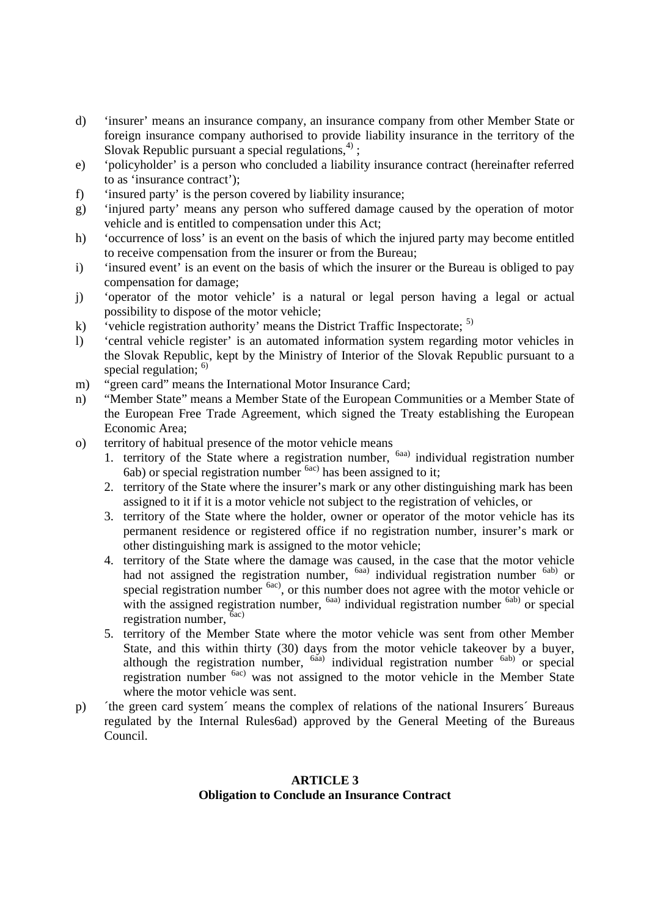d) 'insurer' means an insurance company, an insurance company from other Member State or foreign insurance company authorised to provide liability insurance in the territory of the Slovak Republic pursuant a special regulations,[4) ];

e) 'policyholder' is a person who concluded a liability insurance contract (hereinafter referred to as 'insurance contract');

f) 'insured party' is the person covered by liability insurance;

g) 'injured party' means any person who suffered damage caused by the operation of motor vehicle and is entitled to compensation under this Act;

h) 'occurrence of loss' is an event on the basis of which the injured party may become entitled to receive compensation from the insurer or from the Bureau;

i) 'insured event' is an event on the basis of which the insurer or the Bureau is obliged to pay compensation for damage;

j) 'operator of the motor vehicle' is a natural or legal person having a legal or actual possibility to dispose of the motor vehicle;

k) 'vehicle registration authority' means the District Traffic Inspectorate; [5)]

l) 'central vehicle register' is an automated information system regarding motor vehicles in the Slovak Republic, kept by the Ministry of Interior of the Slovak Republic pursuant to a special regulation; [6)]

m) "green card" means the International Motor Insurance Card;

n) "Member State" means a Member State of the European Communities or a Member State of the European Free Trade Agreement, which signed the Treaty establishing the European Economic Area;

o) territory of habitual presence of the motor vehicle means
   1. territory of the State where a registration number, [6aa)] individual registration number 6ab) or special registration number [6ac)] has been assigned to it;
   2. territory of the State where the insurer's mark or any other distinguishing mark has been assigned to it if it is a motor vehicle not subject to the registration of vehicles, or
   3. territory of the State where the holder, owner or operator of the motor vehicle has its permanent residence or registered office if no registration number, insurer's mark or other distinguishing mark is assigned to the motor vehicle;
   4. territory of the State where the damage was caused, in the case that the motor vehicle had not assigned the registration number, [6aa)] individual registration number [6ab)] or special registration number [6ac)], or this number does not agree with the motor vehicle or with the assigned registration number, [6aa)] individual registration number [6ab)] or special registration number, [6ac)]
   5. territory of the Member State where the motor vehicle was sent from other Member State, and this within thirty (30) days from the motor vehicle takeover by a buyer, although the registration number, [6aa)] individual registration number [6ab)] or special registration number [6ac)] was not assigned to the motor vehicle in the Member State where the motor vehicle was sent.

p) ´the green card system´ means the complex of relations of the national Insurers´ Bureaus regulated by the Internal Rules6ad) approved by the General Meeting of the Bureaus Council.

**ARTICLE 3**
**Obligation to Conclude an Insurance Contract**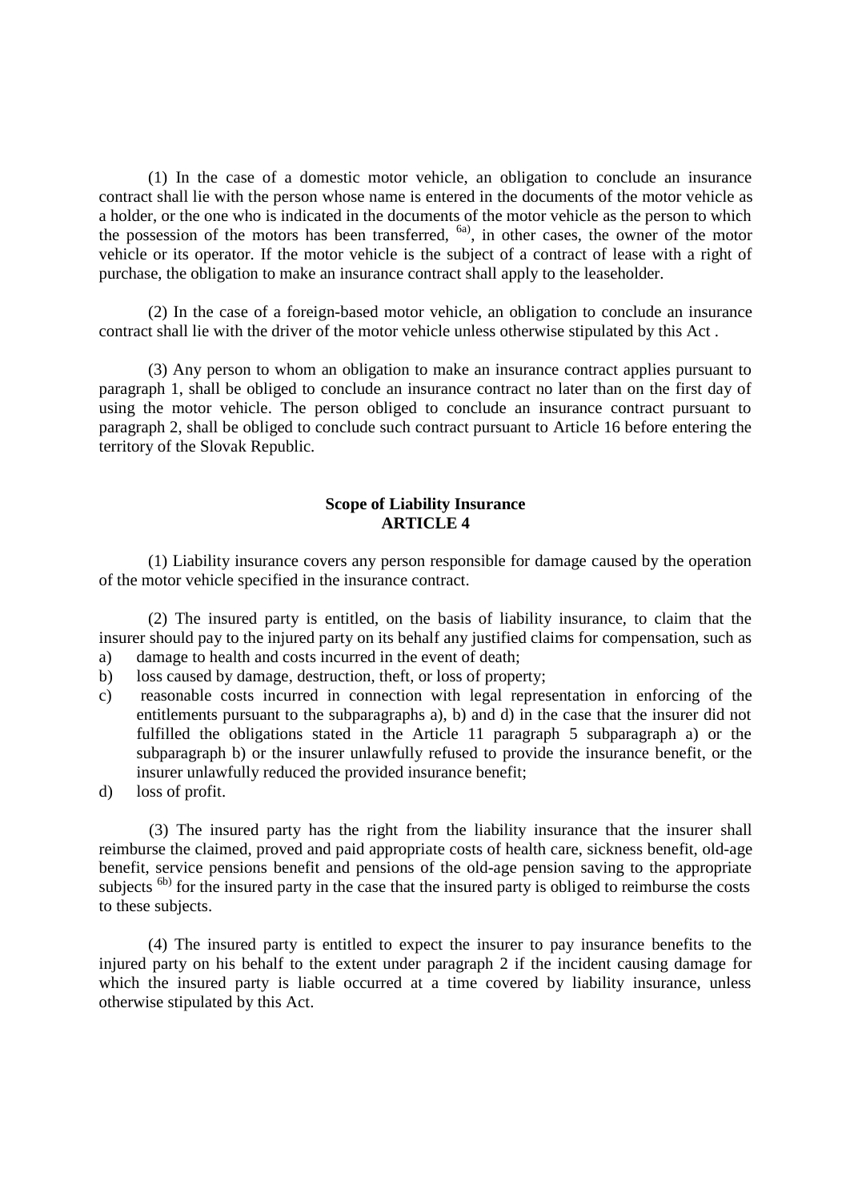(1) In the case of a domestic motor vehicle, an obligation to conclude an insurance contract shall lie with the person whose name is entered in the documents of the motor vehicle as a holder, or the one who is indicated in the documents of the motor vehicle as the person to which the possession of the motors has been transferred, [6a)], in other cases, the owner of the motor vehicle or its operator. If the motor vehicle is the subject of a contract of lease with a right of purchase, the obligation to make an insurance contract shall apply to the leaseholder.

(2) In the case of a foreign-based motor vehicle, an obligation to conclude an insurance contract shall lie with the driver of the motor vehicle unless otherwise stipulated by this Act .

(3) Any person to whom an obligation to make an insurance contract applies pursuant to paragraph 1, shall be obliged to conclude an insurance contract no later than on the first day of using the motor vehicle. The person obliged to conclude an insurance contract pursuant to paragraph 2, shall be obliged to conclude such contract pursuant to Article 16 before entering the territory of the Slovak Republic.

**Scope of Liability Insurance**
**ARTICLE 4**

(1) Liability insurance covers any person responsible for damage caused by the operation of the motor vehicle specified in the insurance contract.

(2) The insured party is entitled, on the basis of liability insurance, to claim that the insurer should pay to the injured party on its behalf any justified claims for compensation, such as

a) damage to health and costs incurred in the event of death;
b) loss caused by damage, destruction, theft, or loss of property;
c) reasonable costs incurred in connection with legal representation in enforcing of the entitlements pursuant to the subparagraphs a), b) and d) in the case that the insurer did not fulfilled the obligations stated in the Article 11 paragraph 5 subparagraph a) or the subparagraph b) or the insurer unlawfully refused to provide the insurance benefit, or the insurer unlawfully reduced the provided insurance benefit;
d) loss of profit.

(3) The insured party has the right from the liability insurance that the insurer shall reimburse the claimed, proved and paid appropriate costs of health care, sickness benefit, old-age benefit, service pensions benefit and pensions of the old-age pension saving to the appropriate subjects [6b)] for the insured party in the case that the insured party is obliged to reimburse the costs to these subjects.

(4) The insured party is entitled to expect the insurer to pay insurance benefits to the injured party on his behalf to the extent under paragraph 2 if the incident causing damage for which the insured party is liable occurred at a time covered by liability insurance, unless otherwise stipulated by this Act.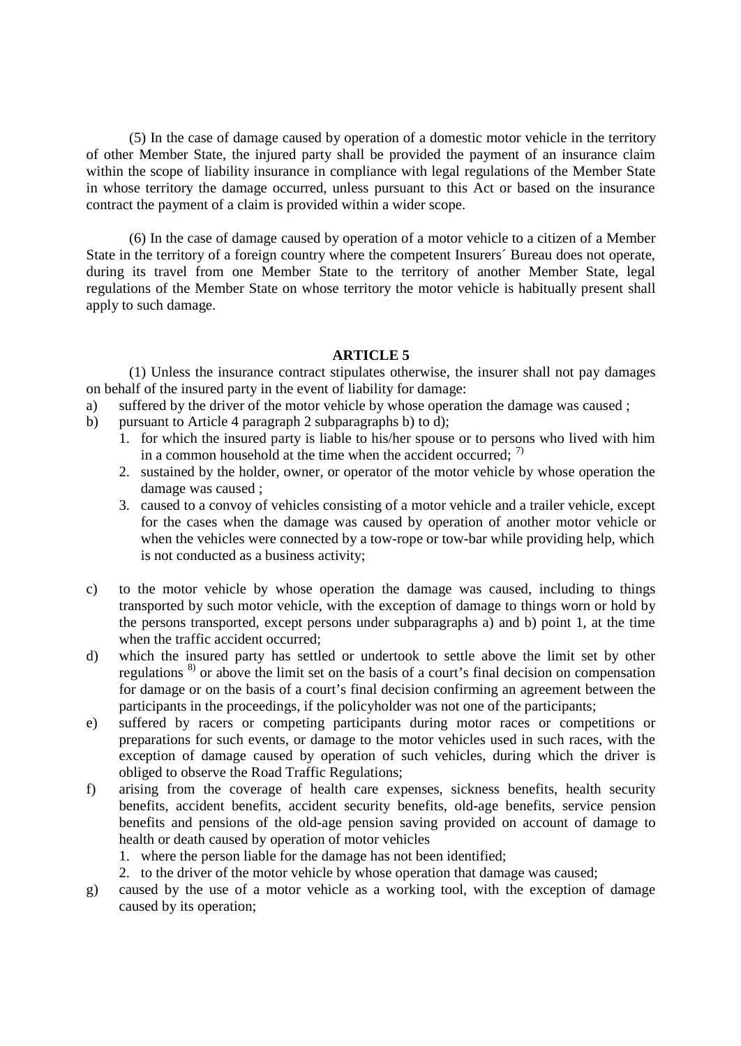(5) In the case of damage caused by operation of a domestic motor vehicle in the territory of other Member State, the injured party shall be provided the payment of an insurance claim within the scope of liability insurance in compliance with legal regulations of the Member State in whose territory the damage occurred, unless pursuant to this Act or based on the insurance contract the payment of a claim is provided within a wider scope.

(6) In the case of damage caused by operation of a motor vehicle to a citizen of a Member State in the territory of a foreign country where the competent Insurers´ Bureau does not operate, during its travel from one Member State to the territory of another Member State, legal regulations of the Member State on whose territory the motor vehicle is habitually present shall apply to such damage.

## ARTICLE 5

(1) Unless the insurance contract stipulates otherwise, the insurer shall not pay damages on behalf of the insured party in the event of liability for damage:

a) suffered by the driver of the motor vehicle by whose operation the damage was caused ;

b) pursuant to Article 4 paragraph 2 subparagraphs b) to d);
   1. for which the insured party is liable to his/her spouse or to persons who lived with him in a common household at the time when the accident occurred; [7)]
   2. sustained by the holder, owner, or operator of the motor vehicle by whose operation the damage was caused ;
   3. caused to a convoy of vehicles consisting of a motor vehicle and a trailer vehicle, except for the cases when the damage was caused by operation of another motor vehicle or when the vehicles were connected by a tow-rope or tow-bar while providing help, which is not conducted as a business activity;

c) to the motor vehicle by whose operation the damage was caused, including to things transported by such motor vehicle, with the exception of damage to things worn or hold by the persons transported, except persons under subparagraphs a) and b) point 1, at the time when the traffic accident occurred;

d) which the insured party has settled or undertook to settle above the limit set by other regulations [8)] or above the limit set on the basis of a court's final decision on compensation for damage or on the basis of a court's final decision confirming an agreement between the participants in the proceedings, if the policyholder was not one of the participants;

e) suffered by racers or competing participants during motor races or competitions or preparations for such events, or damage to the motor vehicles used in such races, with the exception of damage caused by operation of such vehicles, during which the driver is obliged to observe the Road Traffic Regulations;

f) arising from the coverage of health care expenses, sickness benefits, health security benefits, accident benefits, accident security benefits, old-age benefits, service pension benefits and pensions of the old-age pension saving provided on account of damage to health or death caused by operation of motor vehicles
   1. where the person liable for the damage has not been identified;
   2. to the driver of the motor vehicle by whose operation that damage was caused;

g) caused by the use of a motor vehicle as a working tool, with the exception of damage caused by its operation;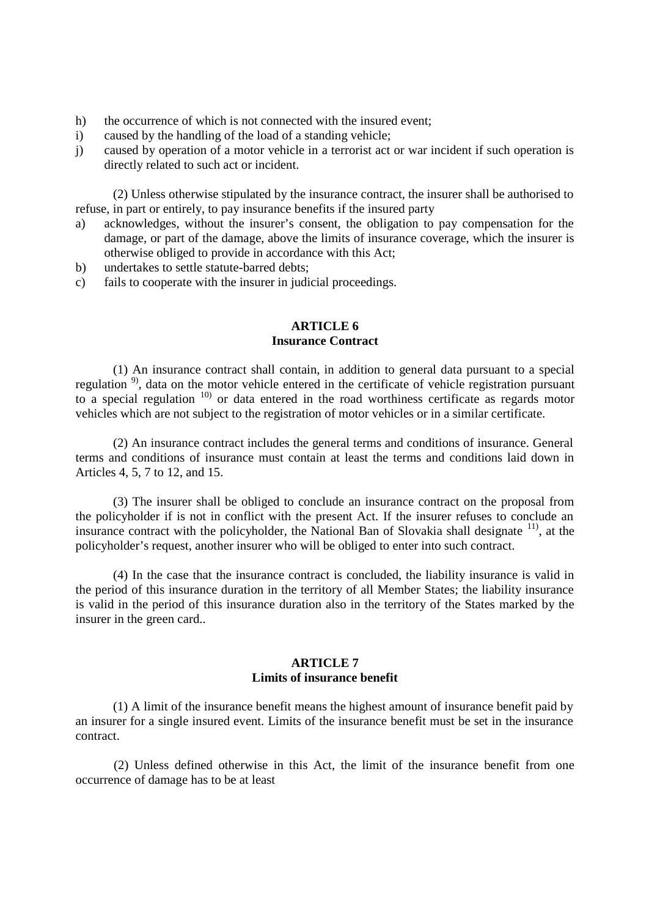h) the occurrence of which is not connected with the insured event;
i) caused by the handling of the load of a standing vehicle;
j) caused by operation of a motor vehicle in a terrorist act or war incident if such operation is directly related to such act or incident.

(2) Unless otherwise stipulated by the insurance contract, the insurer shall be authorised to refuse, in part or entirely, to pay insurance benefits if the insured party

a) acknowledges, without the insurer's consent, the obligation to pay compensation for the damage, or part of the damage, above the limits of insurance coverage, which the insurer is otherwise obliged to provide in accordance with this Act;
b) undertakes to settle statute-barred debts;
c) fails to cooperate with the insurer in judicial proceedings.

**ARTICLE 6**
**Insurance Contract**

(1) An insurance contract shall contain, in addition to general data pursuant to a special regulation [9)], data on the motor vehicle entered in the certificate of vehicle registration pursuant to a special regulation [10)] or data entered in the road worthiness certificate as regards motor vehicles which are not subject to the registration of motor vehicles or in a similar certificate.

(2) An insurance contract includes the general terms and conditions of insurance. General terms and conditions of insurance must contain at least the terms and conditions laid down in Articles 4, 5, 7 to 12, and 15.

(3) The insurer shall be obliged to conclude an insurance contract on the proposal from the policyholder if is not in conflict with the present Act. If the insurer refuses to conclude an insurance contract with the policyholder, the National Ban of Slovakia shall designate [11)], at the policyholder's request, another insurer who will be obliged to enter into such contract.

(4) In the case that the insurance contract is concluded, the liability insurance is valid in the period of this insurance duration in the territory of all Member States; the liability insurance is valid in the period of this insurance duration also in the territory of the States marked by the insurer in the green card..

**ARTICLE 7**
**Limits of insurance benefit**

(1) A limit of the insurance benefit means the highest amount of insurance benefit paid by an insurer for a single insured event. Limits of the insurance benefit must be set in the insurance contract.

(2) Unless defined otherwise in this Act, the limit of the insurance benefit from one occurrence of damage has to be at least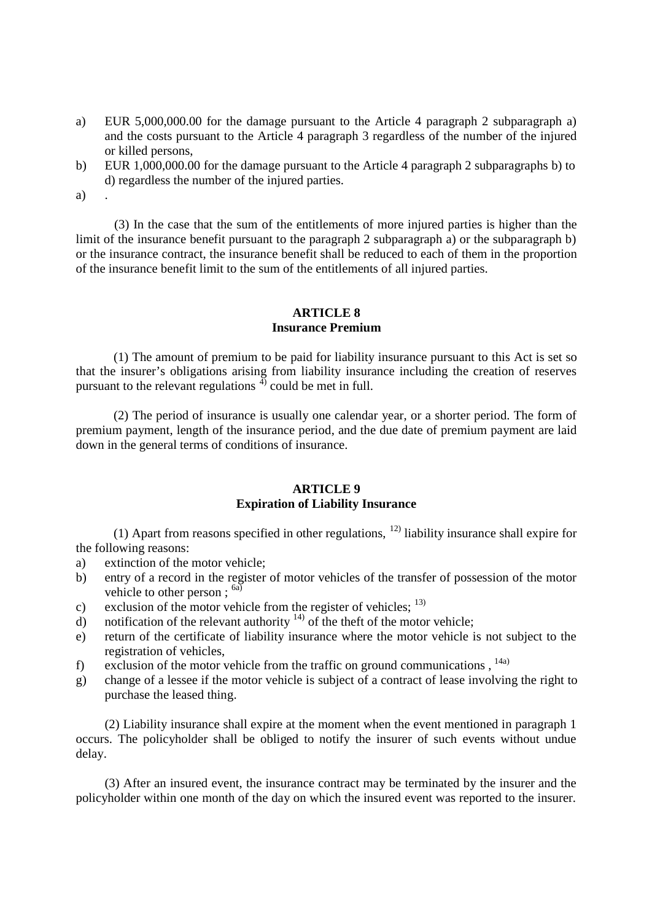a) EUR 5,000,000.00 for the damage pursuant to the Article 4 paragraph 2 subparagraph a) and the costs pursuant to the Article 4 paragraph 3 regardless of the number of the injured or killed persons,
b) EUR 1,000,000.00 for the damage pursuant to the Article 4 paragraph 2 subparagraphs b) to d) regardless the number of the injured parties.
a) .

(3) In the case that the sum of the entitlements of more injured parties is higher than the limit of the insurance benefit pursuant to the paragraph 2 subparagraph a) or the subparagraph b) or the insurance contract, the insurance benefit shall be reduced to each of them in the proportion of the insurance benefit limit to the sum of the entitlements of all injured parties.

**ARTICLE 8**
**Insurance Premium**

(1) The amount of premium to be paid for liability insurance pursuant to this Act is set so that the insurer's obligations arising from liability insurance including the creation of reserves pursuant to the relevant regulations [4] could be met in full.

(2) The period of insurance is usually one calendar year, or a shorter period. The form of premium payment, length of the insurance period, and the due date of premium payment are laid down in the general terms of conditions of insurance.

**ARTICLE 9**
**Expiration of Liability Insurance**

(1) Apart from reasons specified in other regulations, [12] liability insurance shall expire for the following reasons:

a) extinction of the motor vehicle;
b) entry of a record in the register of motor vehicles of the transfer of possession of the motor vehicle to other person ; [6a]
c) exclusion of the motor vehicle from the register of vehicles; [13]
d) notification of the relevant authority [14] of the theft of the motor vehicle;
e) return of the certificate of liability insurance where the motor vehicle is not subject to the registration of vehicles,
f) exclusion of the motor vehicle from the traffic on ground communications , [14a]
g) change of a lessee if the motor vehicle is subject of a contract of lease involving the right to purchase the leased thing.

(2) Liability insurance shall expire at the moment when the event mentioned in paragraph 1 occurs. The policyholder shall be obliged to notify the insurer of such events without undue delay.

(3) After an insured event, the insurance contract may be terminated by the insurer and the policyholder within one month of the day on which the insured event was reported to the insurer.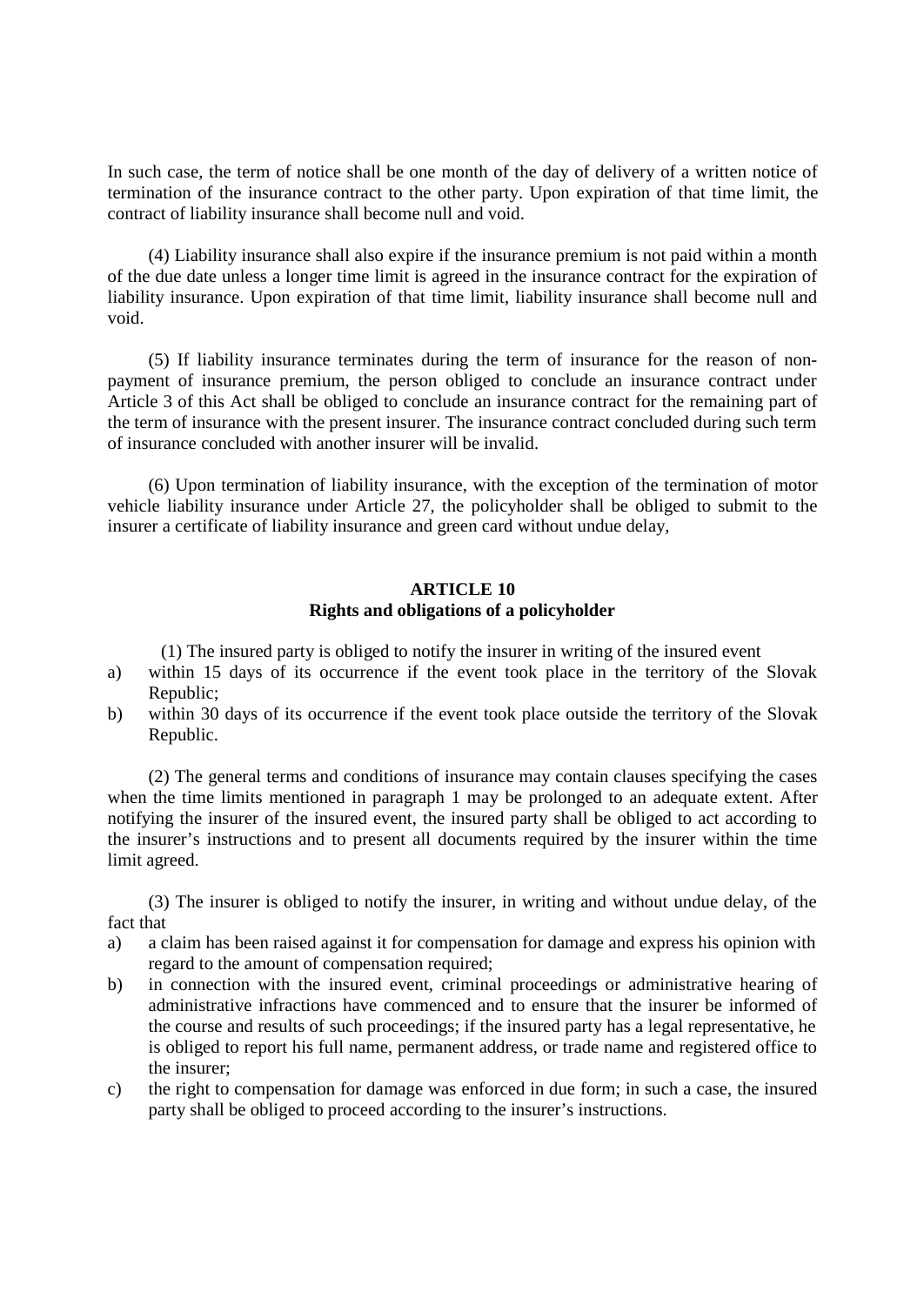In such case, the term of notice shall be one month of the day of delivery of a written notice of termination of the insurance contract to the other party. Upon expiration of that time limit, the contract of liability insurance shall become null and void.

(4) Liability insurance shall also expire if the insurance premium is not paid within a month of the due date unless a longer time limit is agreed in the insurance contract for the expiration of liability insurance. Upon expiration of that time limit, liability insurance shall become null and void.

(5) If liability insurance terminates during the term of insurance for the reason of non-payment of insurance premium, the person obliged to conclude an insurance contract under Article 3 of this Act shall be obliged to conclude an insurance contract for the remaining part of the term of insurance with the present insurer. The insurance contract concluded during such term of insurance concluded with another insurer will be invalid.

(6) Upon termination of liability insurance, with the exception of the termination of motor vehicle liability insurance under Article 27, the policyholder shall be obliged to submit to the insurer a certificate of liability insurance and green card without undue delay,

**ARTICLE 10**
**Rights and obligations of a policyholder**

(1) The insured party is obliged to notify the insurer in writing of the insured event

a) within 15 days of its occurrence if the event took place in the territory of the Slovak Republic;
b) within 30 days of its occurrence if the event took place outside the territory of the Slovak Republic.

(2) The general terms and conditions of insurance may contain clauses specifying the cases when the time limits mentioned in paragraph 1 may be prolonged to an adequate extent. After notifying the insurer of the insured event, the insured party shall be obliged to act according to the insurer's instructions and to present all documents required by the insurer within the time limit agreed.

(3) The insurer is obliged to notify the insurer, in writing and without undue delay, of the fact that

a) a claim has been raised against it for compensation for damage and express his opinion with regard to the amount of compensation required;
b) in connection with the insured event, criminal proceedings or administrative hearing of administrative infractions have commenced and to ensure that the insurer be informed of the course and results of such proceedings; if the insured party has a legal representative, he is obliged to report his full name, permanent address, or trade name and registered office to the insurer;
c) the right to compensation for damage was enforced in due form; in such a case, the insured party shall be obliged to proceed according to the insurer's instructions.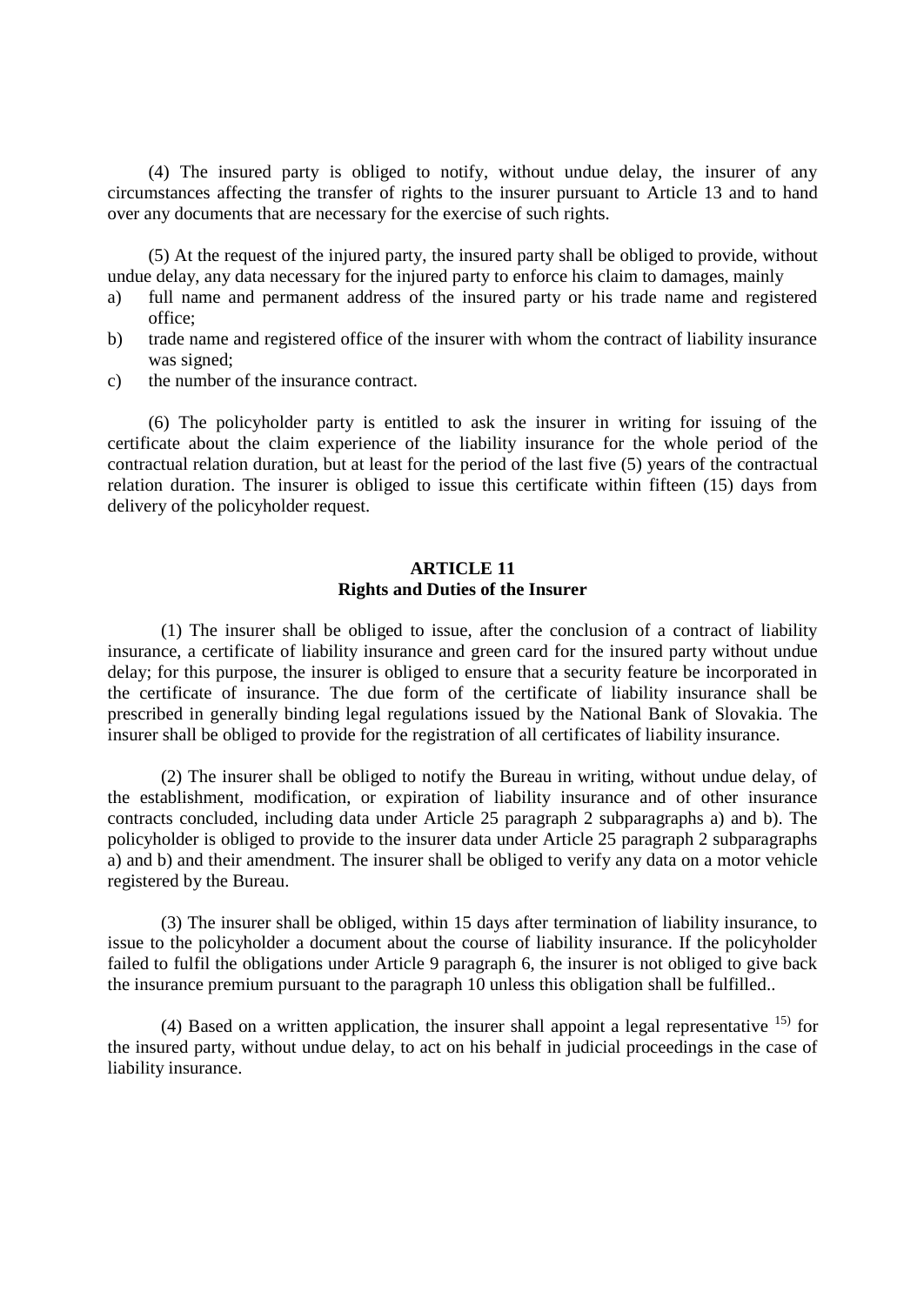(4) The insured party is obliged to notify, without undue delay, the insurer of any circumstances affecting the transfer of rights to the insurer pursuant to Article 13 and to hand over any documents that are necessary for the exercise of such rights.

(5) At the request of the injured party, the insured party shall be obliged to provide, without undue delay, any data necessary for the injured party to enforce his claim to damages, mainly

a) full name and permanent address of the insured party or his trade name and registered office;
b) trade name and registered office of the insurer with whom the contract of liability insurance was signed;
c) the number of the insurance contract.

(6) The policyholder party is entitled to ask the insurer in writing for issuing of the certificate about the claim experience of the liability insurance for the whole period of the contractual relation duration, but at least for the period of the last five (5) years of the contractual relation duration. The insurer is obliged to issue this certificate within fifteen (15) days from delivery of the policyholder request.

## ARTICLE 11
## Rights and Duties of the Insurer

(1) The insurer shall be obliged to issue, after the conclusion of a contract of liability insurance, a certificate of liability insurance and green card for the insured party without undue delay; for this purpose, the insurer is obliged to ensure that a security feature be incorporated in the certificate of insurance. The due form of the certificate of liability insurance shall be prescribed in generally binding legal regulations issued by the National Bank of Slovakia. The insurer shall be obliged to provide for the registration of all certificates of liability insurance.

(2) The insurer shall be obliged to notify the Bureau in writing, without undue delay, of the establishment, modification, or expiration of liability insurance and of other insurance contracts concluded, including data under Article 25 paragraph 2 subparagraphs a) and b). The policyholder is obliged to provide to the insurer data under Article 25 paragraph 2 subparagraphs a) and b) and their amendment. The insurer shall be obliged to verify any data on a motor vehicle registered by the Bureau.

(3) The insurer shall be obliged, within 15 days after termination of liability insurance, to issue to the policyholder a document about the course of liability insurance. If the policyholder failed to fulfil the obligations under Article 9 paragraph 6, the insurer is not obliged to give back the insurance premium pursuant to the paragraph 10 unless this obligation shall be fulfilled..

(4) Based on a written application, the insurer shall appoint a legal representative [15] for the insured party, without undue delay, to act on his behalf in judicial proceedings in the case of liability insurance.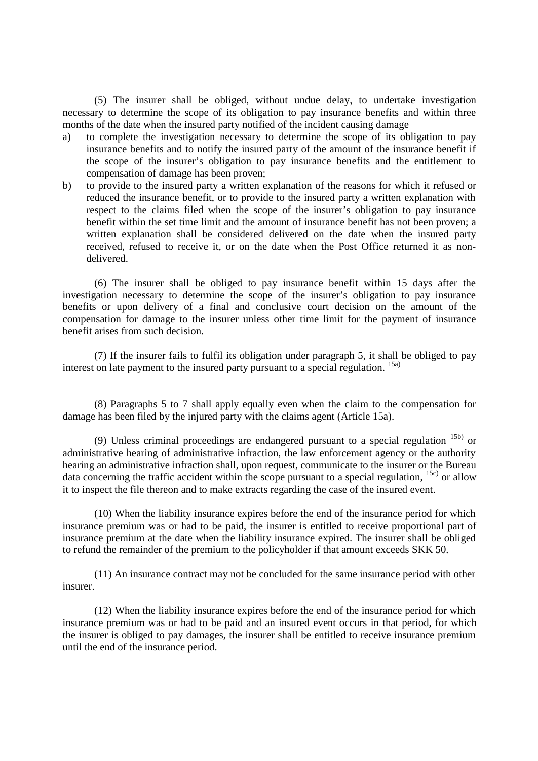(5) The insurer shall be obliged, without undue delay, to undertake investigation necessary to determine the scope of its obligation to pay insurance benefits and within three months of the date when the insured party notified of the incident causing damage

a) to complete the investigation necessary to determine the scope of its obligation to pay insurance benefits and to notify the insured party of the amount of the insurance benefit if the scope of the insurer's obligation to pay insurance benefits and the entitlement to compensation of damage has been proven;
b) to provide to the insured party a written explanation of the reasons for which it refused or reduced the insurance benefit, or to provide to the insured party a written explanation with respect to the claims filed when the scope of the insurer's obligation to pay insurance benefit within the set time limit and the amount of insurance benefit has not been proven; a written explanation shall be considered delivered on the date when the insured party received, refused to receive it, or on the date when the Post Office returned it as non-delivered.

(6) The insurer shall be obliged to pay insurance benefit within 15 days after the investigation necessary to determine the scope of the insurer's obligation to pay insurance benefits or upon delivery of a final and conclusive court decision on the amount of the compensation for damage to the insurer unless other time limit for the payment of insurance benefit arises from such decision.

(7) If the insurer fails to fulfil its obligation under paragraph 5, it shall be obliged to pay interest on late payment to the insured party pursuant to a special regulation. [15a)]

(8) Paragraphs 5 to 7 shall apply equally even when the claim to the compensation for damage has been filed by the injured party with the claims agent (Article 15a).

(9) Unless criminal proceedings are endangered pursuant to a special regulation [15b)] or administrative hearing of administrative infraction, the law enforcement agency or the authority hearing an administrative infraction shall, upon request, communicate to the insurer or the Bureau data concerning the traffic accident within the scope pursuant to a special regulation, [15c)] or allow it to inspect the file thereon and to make extracts regarding the case of the insured event.

(10) When the liability insurance expires before the end of the insurance period for which insurance premium was or had to be paid, the insurer is entitled to receive proportional part of insurance premium at the date when the liability insurance expired. The insurer shall be obliged to refund the remainder of the premium to the policyholder if that amount exceeds SKK 50.

(11) An insurance contract may not be concluded for the same insurance period with other insurer.

(12) When the liability insurance expires before the end of the insurance period for which insurance premium was or had to be paid and an insured event occurs in that period, for which the insurer is obliged to pay damages, the insurer shall be entitled to receive insurance premium until the end of the insurance period.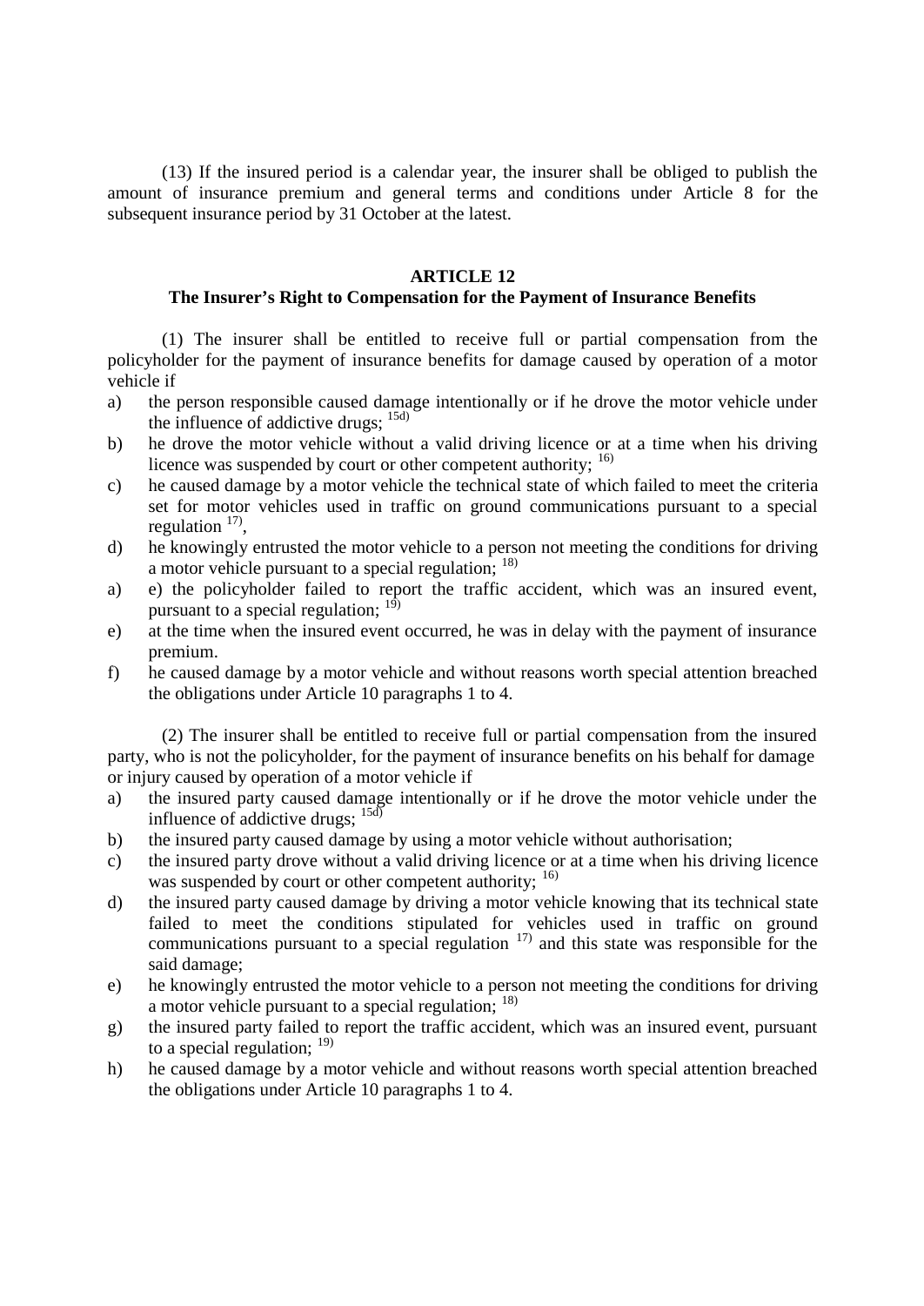(13) If the insured period is a calendar year, the insurer shall be obliged to publish the amount of insurance premium and general terms and conditions under Article 8 for the subsequent insurance period by 31 October at the latest.

## ARTICLE 12
### The Insurer's Right to Compensation for the Payment of Insurance Benefits

(1) The insurer shall be entitled to receive full or partial compensation from the policyholder for the payment of insurance benefits for damage caused by operation of a motor vehicle if

a) the person responsible caused damage intentionally or if he drove the motor vehicle under the influence of addictive drugs; [15d)]
b) he drove the motor vehicle without a valid driving licence or at a time when his driving licence was suspended by court or other competent authority; [16)]
c) he caused damage by a motor vehicle the technical state of which failed to meet the criteria set for motor vehicles used in traffic on ground communications pursuant to a special regulation [17)],
d) he knowingly entrusted the motor vehicle to a person not meeting the conditions for driving a motor vehicle pursuant to a special regulation; [18)]
a) e) the policyholder failed to report the traffic accident, which was an insured event, pursuant to a special regulation; [19)]
e) at the time when the insured event occurred, he was in delay with the payment of insurance premium.
f) he caused damage by a motor vehicle and without reasons worth special attention breached the obligations under Article 10 paragraphs 1 to 4.

(2) The insurer shall be entitled to receive full or partial compensation from the insured party, who is not the policyholder, for the payment of insurance benefits on his behalf for damage or injury caused by operation of a motor vehicle if

a) the insured party caused damage intentionally or if he drove the motor vehicle under the influence of addictive drugs; [15d)]
b) the insured party caused damage by using a motor vehicle without authorisation;
c) the insured party drove without a valid driving licence or at a time when his driving licence was suspended by court or other competent authority; [16)]
d) the insured party caused damage by driving a motor vehicle knowing that its technical state failed to meet the conditions stipulated for vehicles used in traffic on ground communications pursuant to a special regulation [17)] and this state was responsible for the said damage;
e) he knowingly entrusted the motor vehicle to a person not meeting the conditions for driving a motor vehicle pursuant to a special regulation; [18)]
g) the insured party failed to report the traffic accident, which was an insured event, pursuant to a special regulation; [19)]
h) he caused damage by a motor vehicle and without reasons worth special attention breached the obligations under Article 10 paragraphs 1 to 4.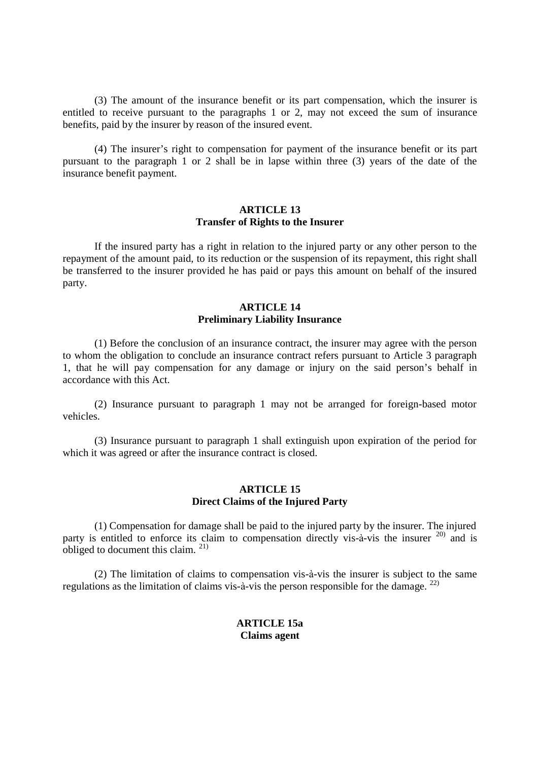(3) The amount of the insurance benefit or its part compensation, which the insurer is entitled to receive pursuant to the paragraphs 1 or 2, may not exceed the sum of insurance benefits, paid by the insurer by reason of the insured event.

(4) The insurer's right to compensation for payment of the insurance benefit or its part pursuant to the paragraph 1 or 2 shall be in lapse within three (3) years of the date of the insurance benefit payment.

**ARTICLE 13**
**Transfer of Rights to the Insurer**

If the insured party has a right in relation to the injured party or any other person to the repayment of the amount paid, to its reduction or the suspension of its repayment, this right shall be transferred to the insurer provided he has paid or pays this amount on behalf of the insured party.

**ARTICLE 14**
**Preliminary Liability Insurance**

(1) Before the conclusion of an insurance contract, the insurer may agree with the person to whom the obligation to conclude an insurance contract refers pursuant to Article 3 paragraph 1, that he will pay compensation for any damage or injury on the said person's behalf in accordance with this Act.

(2) Insurance pursuant to paragraph 1 may not be arranged for foreign-based motor vehicles.

(3) Insurance pursuant to paragraph 1 shall extinguish upon expiration of the period for which it was agreed or after the insurance contract is closed.

**ARTICLE 15**
**Direct Claims of the Injured Party**

(1) Compensation for damage shall be paid to the injured party by the insurer. The injured party is entitled to enforce its claim to compensation directly vis-à-vis the insurer [20] and is obliged to document this claim. [21]

(2) The limitation of claims to compensation vis-à-vis the insurer is subject to the same regulations as the limitation of claims vis-à-vis the person responsible for the damage. [22]

**ARTICLE 15a**
**Claims agent**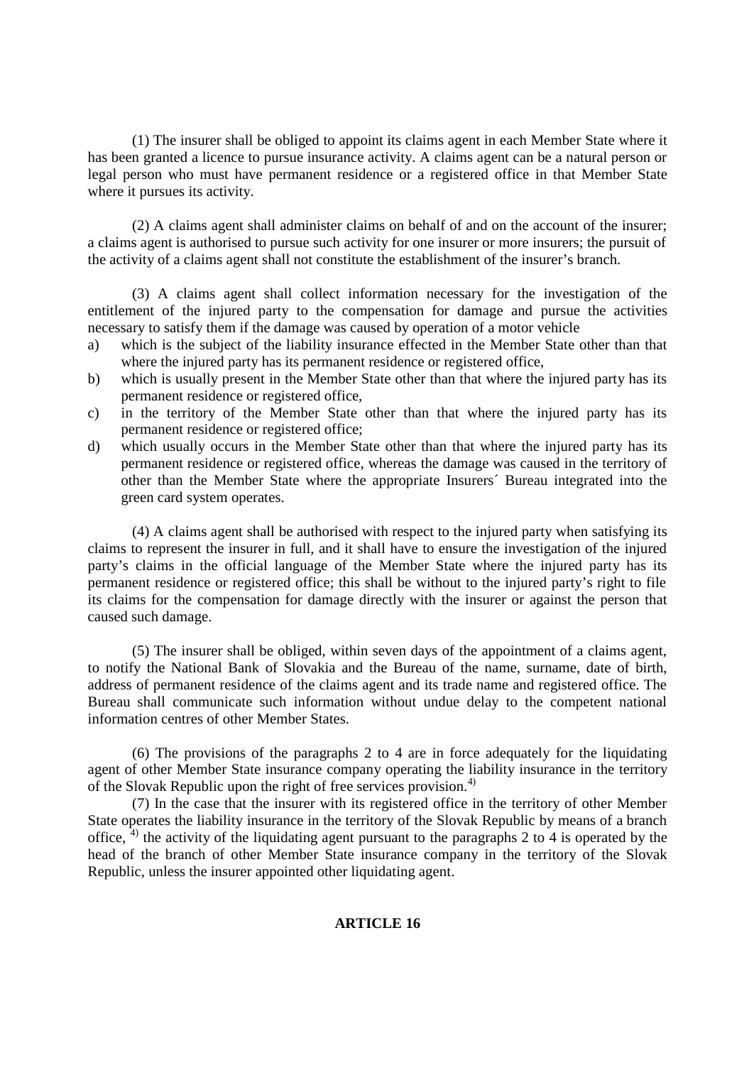(1) The insurer shall be obliged to appoint its claims agent in each Member State where it has been granted a licence to pursue insurance activity. A claims agent can be a natural person or legal person who must have permanent residence or a registered office in that Member State where it pursues its activity.

(2) A claims agent shall administer claims on behalf of and on the account of the insurer; a claims agent is authorised to pursue such activity for one insurer or more insurers; the pursuit of the activity of a claims agent shall not constitute the establishment of the insurer's branch.

(3) A claims agent shall collect information necessary for the investigation of the entitlement of the injured party to the compensation for damage and pursue the activities necessary to satisfy them if the damage was caused by operation of a motor vehicle

a) which is the subject of the liability insurance effected in the Member State other than that where the injured party has its permanent residence or registered office,
b) which is usually present in the Member State other than that where the injured party has its permanent residence or registered office,
c) in the territory of the Member State other than that where the injured party has its permanent residence or registered office;
d) which usually occurs in the Member State other than that where the injured party has its permanent residence or registered office, whereas the damage was caused in the territory of other than the Member State where the appropriate Insurers´ Bureau integrated into the green card system operates.

(4) A claims agent shall be authorised with respect to the injured party when satisfying its claims to represent the insurer in full, and it shall have to ensure the investigation of the injured party's claims in the official language of the Member State where the injured party has its permanent residence or registered office; this shall be without to the injured party's right to file its claims for the compensation for damage directly with the insurer or against the person that caused such damage.

(5) The insurer shall be obliged, within seven days of the appointment of a claims agent, to notify the National Bank of Slovakia and the Bureau of the name, surname, date of birth, address of permanent residence of the claims agent and its trade name and registered office. The Bureau shall communicate such information without undue delay to the competent national information centres of other Member States.

(6) The provisions of the paragraphs 2 to 4 are in force adequately for the liquidating agent of other Member State insurance company operating the liability insurance in the territory of the Slovak Republic upon the right of free services provision.[4)]

(7) In the case that the insurer with its registered office in the territory of other Member State operates the liability insurance in the territory of the Slovak Republic by means of a branch office, [4)] the activity of the liquidating agent pursuant to the paragraphs 2 to 4 is operated by the head of the branch of other Member State insurance company in the territory of the Slovak Republic, unless the insurer appointed other liquidating agent.

## ARTICLE 16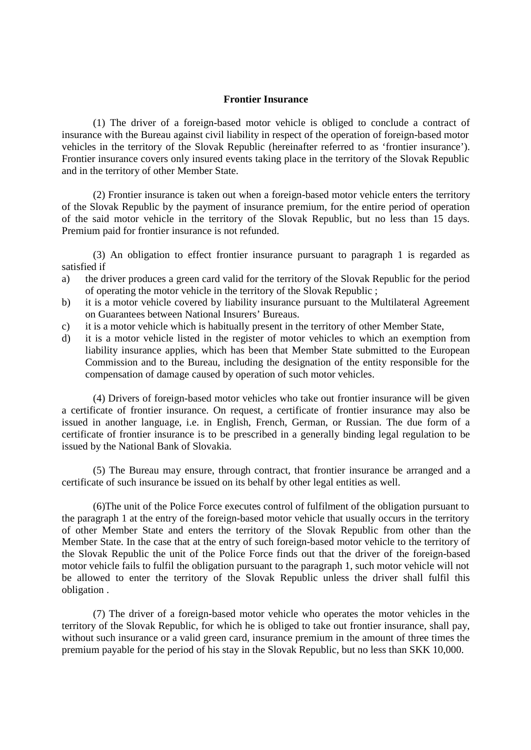**Frontier Insurance**

(1) The driver of a foreign-based motor vehicle is obliged to conclude a contract of insurance with the Bureau against civil liability in respect of the operation of foreign-based motor vehicles in the territory of the Slovak Republic (hereinafter referred to as 'frontier insurance'). Frontier insurance covers only insured events taking place in the territory of the Slovak Republic and in the territory of other Member State.

(2) Frontier insurance is taken out when a foreign-based motor vehicle enters the territory of the Slovak Republic by the payment of insurance premium, for the entire period of operation of the said motor vehicle in the territory of the Slovak Republic, but no less than 15 days. Premium paid for frontier insurance is not refunded.

(3) An obligation to effect frontier insurance pursuant to paragraph 1 is regarded as satisfied if

a) the driver produces a green card valid for the territory of the Slovak Republic for the period of operating the motor vehicle in the territory of the Slovak Republic ;
b) it is a motor vehicle covered by liability insurance pursuant to the Multilateral Agreement on Guarantees between National Insurers' Bureaus.
c) it is a motor vehicle which is habitually present in the territory of other Member State,
d) it is a motor vehicle listed in the register of motor vehicles to which an exemption from liability insurance applies, which has been that Member State submitted to the European Commission and to the Bureau, including the designation of the entity responsible for the compensation of damage caused by operation of such motor vehicles.

(4) Drivers of foreign-based motor vehicles who take out frontier insurance will be given a certificate of frontier insurance. On request, a certificate of frontier insurance may also be issued in another language, i.e. in English, French, German, or Russian. The due form of a certificate of frontier insurance is to be prescribed in a generally binding legal regulation to be issued by the National Bank of Slovakia.

(5) The Bureau may ensure, through contract, that frontier insurance be arranged and a certificate of such insurance be issued on its behalf by other legal entities as well.

(6)The unit of the Police Force executes control of fulfilment of the obligation pursuant to the paragraph 1 at the entry of the foreign-based motor vehicle that usually occurs in the territory of other Member State and enters the territory of the Slovak Republic from other than the Member State. In the case that at the entry of such foreign-based motor vehicle to the territory of the Slovak Republic the unit of the Police Force finds out that the driver of the foreign-based motor vehicle fails to fulfil the obligation pursuant to the paragraph 1, such motor vehicle will not be allowed to enter the territory of the Slovak Republic unless the driver shall fulfil this obligation .

(7) The driver of a foreign-based motor vehicle who operates the motor vehicles in the territory of the Slovak Republic, for which he is obliged to take out frontier insurance, shall pay, without such insurance or a valid green card, insurance premium in the amount of three times the premium payable for the period of his stay in the Slovak Republic, but no less than SKK 10,000.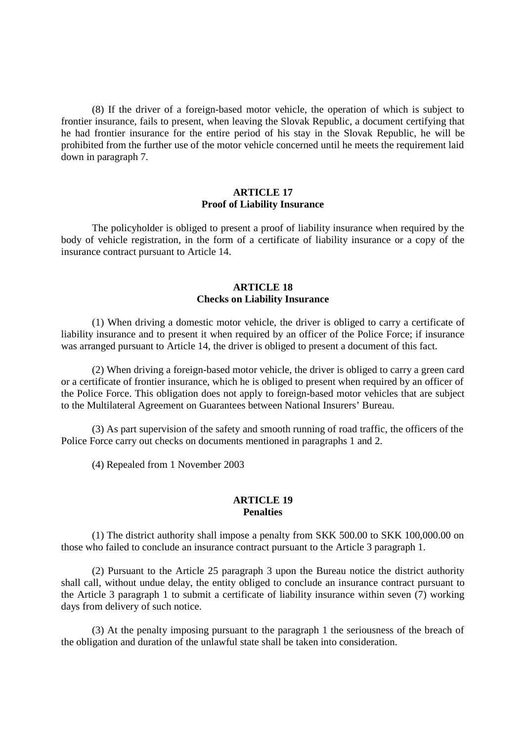(8) If the driver of a foreign-based motor vehicle, the operation of which is subject to frontier insurance, fails to present, when leaving the Slovak Republic, a document certifying that he had frontier insurance for the entire period of his stay in the Slovak Republic, he will be prohibited from the further use of the motor vehicle concerned until he meets the requirement laid down in paragraph 7.

## ARTICLE 17
## Proof of Liability Insurance

The policyholder is obliged to present a proof of liability insurance when required by the body of vehicle registration, in the form of a certificate of liability insurance or a copy of the insurance contract pursuant to Article 14.

## ARTICLE 18
## Checks on Liability Insurance

(1) When driving a domestic motor vehicle, the driver is obliged to carry a certificate of liability insurance and to present it when required by an officer of the Police Force; if insurance was arranged pursuant to Article 14, the driver is obliged to present a document of this fact.

(2) When driving a foreign-based motor vehicle, the driver is obliged to carry a green card or a certificate of frontier insurance, which he is obliged to present when required by an officer of the Police Force. This obligation does not apply to foreign-based motor vehicles that are subject to the Multilateral Agreement on Guarantees between National Insurers' Bureau.

(3) As part supervision of the safety and smooth running of road traffic, the officers of the Police Force carry out checks on documents mentioned in paragraphs 1 and 2.

(4) Repealed from 1 November 2003

## ARTICLE 19
## Penalties

(1) The district authority shall impose a penalty from SKK 500.00 to SKK 100,000.00 on those who failed to conclude an insurance contract pursuant to the Article 3 paragraph 1.

(2) Pursuant to the Article 25 paragraph 3 upon the Bureau notice the district authority shall call, without undue delay, the entity obliged to conclude an insurance contract pursuant to the Article 3 paragraph 1 to submit a certificate of liability insurance within seven (7) working days from delivery of such notice.

(3) At the penalty imposing pursuant to the paragraph 1 the seriousness of the breach of the obligation and duration of the unlawful state shall be taken into consideration.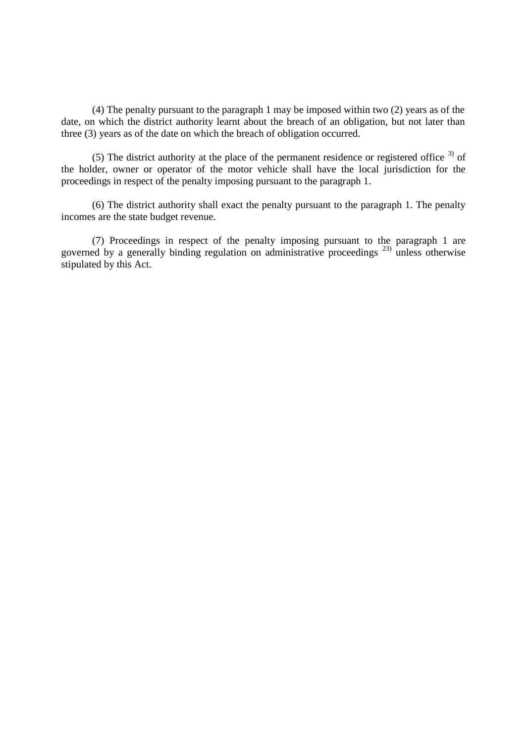(4) The penalty pursuant to the paragraph 1 may be imposed within two (2) years as of the date, on which the district authority learnt about the breach of an obligation, but not later than three (3) years as of the date on which the breach of obligation occurred.

(5) The district authority at the place of the permanent residence or registered office [3] of the holder, owner or operator of the motor vehicle shall have the local jurisdiction for the proceedings in respect of the penalty imposing pursuant to the paragraph 1.

(6) The district authority shall exact the penalty pursuant to the paragraph 1. The penalty incomes are the state budget revenue.

(7) Proceedings in respect of the penalty imposing pursuant to the paragraph 1 are governed by a generally binding regulation on administrative proceedings [23] unless otherwise stipulated by this Act.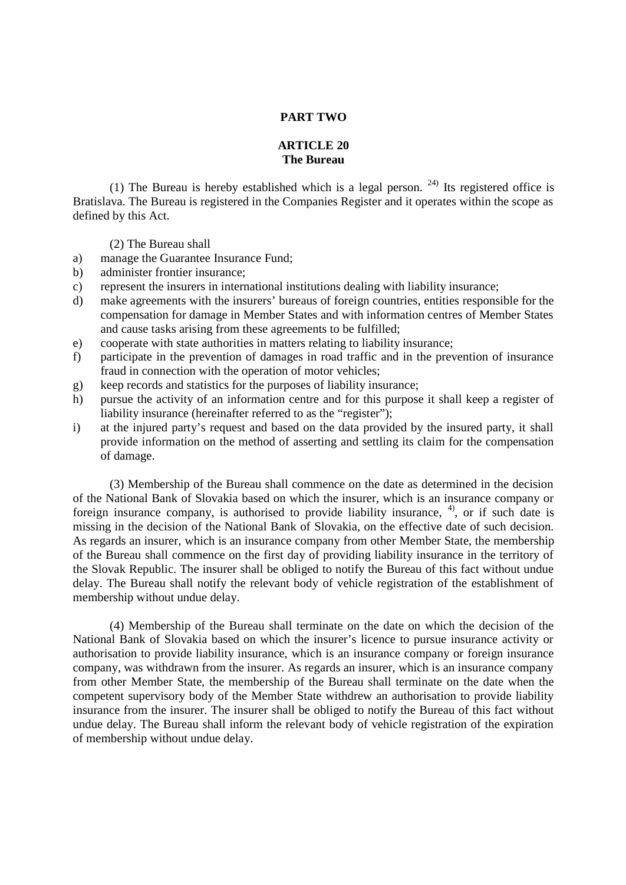**PART TWO**

**ARTICLE 20**
**The Bureau**

(1) The Bureau is hereby established which is a legal person. [24)] Its registered office is Bratislava. The Bureau is registered in the Companies Register and it operates within the scope as defined by this Act.

(2) The Bureau shall

a) manage the Guarantee Insurance Fund;
b) administer frontier insurance;
c) represent the insurers in international institutions dealing with liability insurance;
d) make agreements with the insurers' bureaus of foreign countries, entities responsible for the compensation for damage in Member States and with information centres of Member States and cause tasks arising from these agreements to be fulfilled;
e) cooperate with state authorities in matters relating to liability insurance;
f) participate in the prevention of damages in road traffic and in the prevention of insurance fraud in connection with the operation of motor vehicles;
g) keep records and statistics for the purposes of liability insurance;
h) pursue the activity of an information centre and for this purpose it shall keep a register of liability insurance (hereinafter referred to as the "register");
i) at the injured party's request and based on the data provided by the insured party, it shall provide information on the method of asserting and settling its claim for the compensation of damage.

(3) Membership of the Bureau shall commence on the date as determined in the decision of the National Bank of Slovakia based on which the insurer, which is an insurance company or foreign insurance company, is authorised to provide liability insurance, [4)], or if such date is missing in the decision of the National Bank of Slovakia, on the effective date of such decision. As regards an insurer, which is an insurance company from other Member State, the membership of the Bureau shall commence on the first day of providing liability insurance in the territory of the Slovak Republic. The insurer shall be obliged to notify the Bureau of this fact without undue delay. The Bureau shall notify the relevant body of vehicle registration of the establishment of membership without undue delay.

(4) Membership of the Bureau shall terminate on the date on which the decision of the National Bank of Slovakia based on which the insurer's licence to pursue insurance activity or authorisation to provide liability insurance, which is an insurance company or foreign insurance company, was withdrawn from the insurer. As regards an insurer, which is an insurance company from other Member State, the membership of the Bureau shall terminate on the date when the competent supervisory body of the Member State withdrew an authorisation to provide liability insurance from the insurer. The insurer shall be obliged to notify the Bureau of this fact without undue delay. The Bureau shall inform the relevant body of vehicle registration of the expiration of membership without undue delay.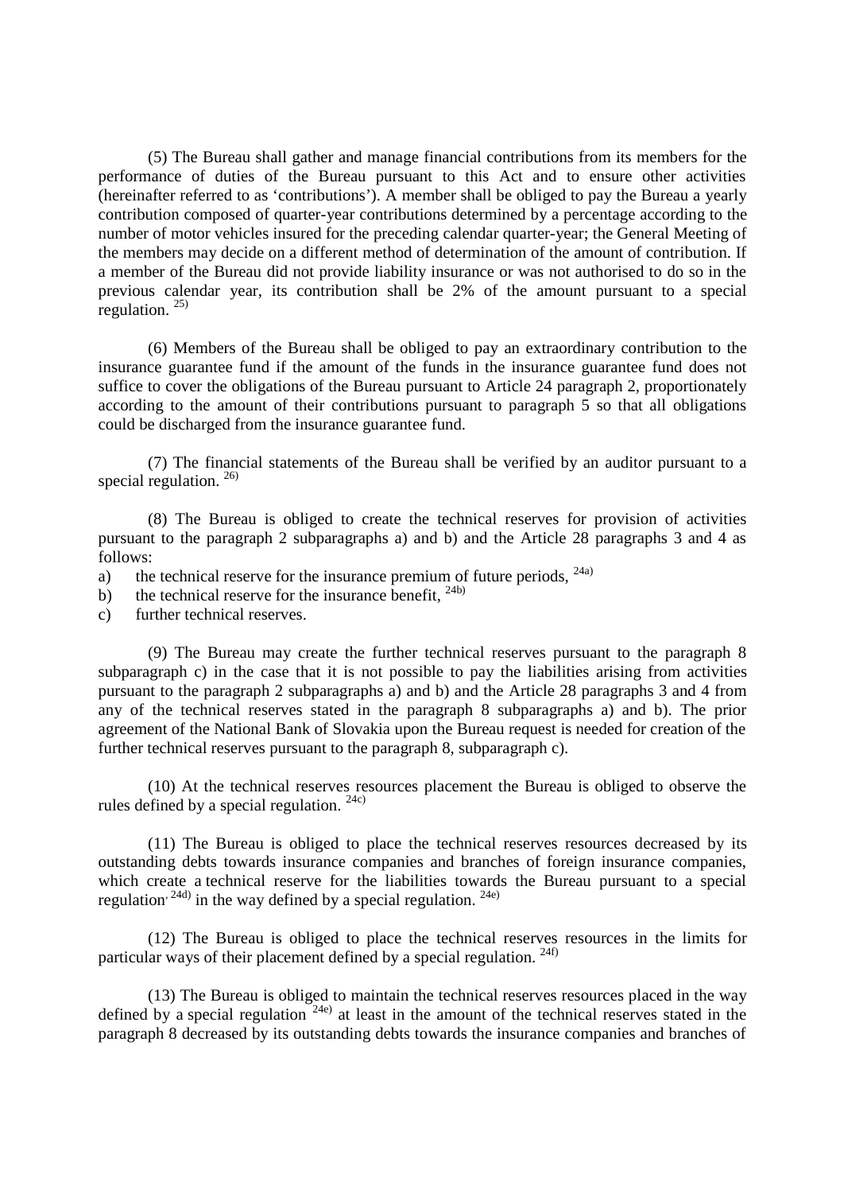(5) The Bureau shall gather and manage financial contributions from its members for the performance of duties of the Bureau pursuant to this Act and to ensure other activities (hereinafter referred to as ‘contributions’). A member shall be obliged to pay the Bureau a yearly contribution composed of quarter-year contributions determined by a percentage according to the number of motor vehicles insured for the preceding calendar quarter-year; the General Meeting of the members may decide on a different method of determination of the amount of contribution. If a member of the Bureau did not provide liability insurance or was not authorised to do so in the previous calendar year, its contribution shall be 2% of the amount pursuant to a special regulation. [25)]

(6) Members of the Bureau shall be obliged to pay an extraordinary contribution to the insurance guarantee fund if the amount of the funds in the insurance guarantee fund does not suffice to cover the obligations of the Bureau pursuant to Article 24 paragraph 2, proportionately according to the amount of their contributions pursuant to paragraph 5 so that all obligations could be discharged from the insurance guarantee fund.

(7) The financial statements of the Bureau shall be verified by an auditor pursuant to a special regulation. [26)]

(8) The Bureau is obliged to create the technical reserves for provision of activities pursuant to the paragraph 2 subparagraphs a) and b) and the Article 28 paragraphs 3 and 4 as follows:

a) the technical reserve for the insurance premium of future periods, [24a)]
b) the technical reserve for the insurance benefit, [24b)]
c) further technical reserves.

(9) The Bureau may create the further technical reserves pursuant to the paragraph 8 subparagraph c) in the case that it is not possible to pay the liabilities arising from activities pursuant to the paragraph 2 subparagraphs a) and b) and the Article 28 paragraphs 3 and 4 from any of the technical reserves stated in the paragraph 8 subparagraphs a) and b). The prior agreement of the National Bank of Slovakia upon the Bureau request is needed for creation of the further technical reserves pursuant to the paragraph 8, subparagraph c).

(10) At the technical reserves resources placement the Bureau is obliged to observe the rules defined by a special regulation. [24c)]

(11) The Bureau is obliged to place the technical reserves resources decreased by its outstanding debts towards insurance companies and branches of foreign insurance companies, which create a technical reserve for the liabilities towards the Bureau pursuant to a special regulation, [24d)] in the way defined by a special regulation. [24e)]

(12) The Bureau is obliged to place the technical reserves resources in the limits for particular ways of their placement defined by a special regulation. [24f)]

(13) The Bureau is obliged to maintain the technical reserves resources placed in the way defined by a special regulation [24e)] at least in the amount of the technical reserves stated in the paragraph 8 decreased by its outstanding debts towards the insurance companies and branches of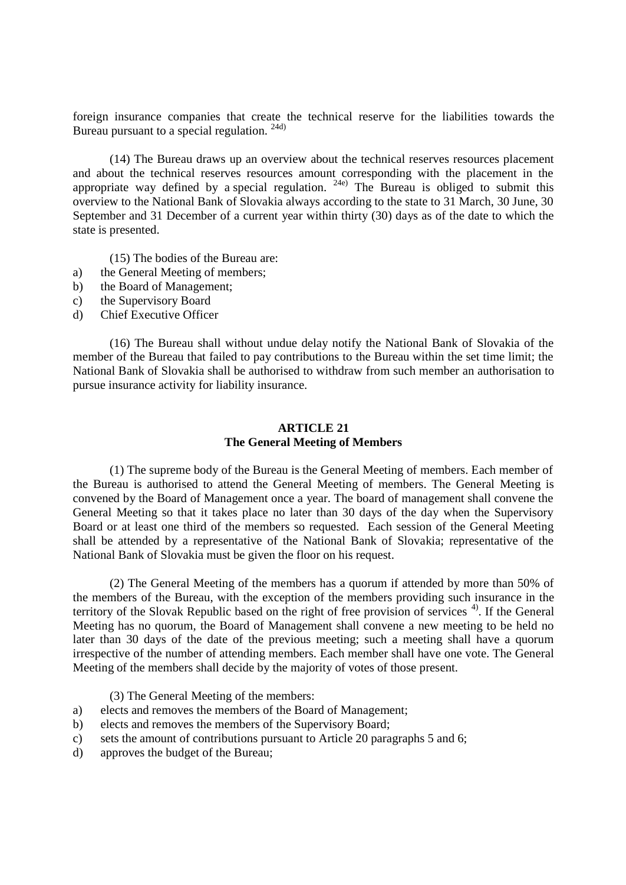foreign insurance companies that create the technical reserve for the liabilities towards the Bureau pursuant to a special regulation. [24d)]

(14) The Bureau draws up an overview about the technical reserves resources placement and about the technical reserves resources amount corresponding with the placement in the appropriate way defined by a special regulation. [24e)] The Bureau is obliged to submit this overview to the National Bank of Slovakia always according to the state to 31 March, 30 June, 30 September and 31 December of a current year within thirty (30) days as of the date to which the state is presented.

(15) The bodies of the Bureau are:

a) the General Meeting of members;
b) the Board of Management;
c) the Supervisory Board
d) Chief Executive Officer

(16) The Bureau shall without undue delay notify the National Bank of Slovakia of the member of the Bureau that failed to pay contributions to the Bureau within the set time limit; the National Bank of Slovakia shall be authorised to withdraw from such member an authorisation to pursue insurance activity for liability insurance.

## ARTICLE 21
## The General Meeting of Members

(1) The supreme body of the Bureau is the General Meeting of members. Each member of the Bureau is authorised to attend the General Meeting of members. The General Meeting is convened by the Board of Management once a year. The board of management shall convene the General Meeting so that it takes place no later than 30 days of the day when the Supervisory Board or at least one third of the members so requested. Each session of the General Meeting shall be attended by a representative of the National Bank of Slovakia; representative of the National Bank of Slovakia must be given the floor on his request.

(2) The General Meeting of the members has a quorum if attended by more than 50% of the members of the Bureau, with the exception of the members providing such insurance in the territory of the Slovak Republic based on the right of free provision of services [4)]. If the General Meeting has no quorum, the Board of Management shall convene a new meeting to be held no later than 30 days of the date of the previous meeting; such a meeting shall have a quorum irrespective of the number of attending members. Each member shall have one vote. The General Meeting of the members shall decide by the majority of votes of those present.

(3) The General Meeting of the members:

a) elects and removes the members of the Board of Management;
b) elects and removes the members of the Supervisory Board;
c) sets the amount of contributions pursuant to Article 20 paragraphs 5 and 6;
d) approves the budget of the Bureau;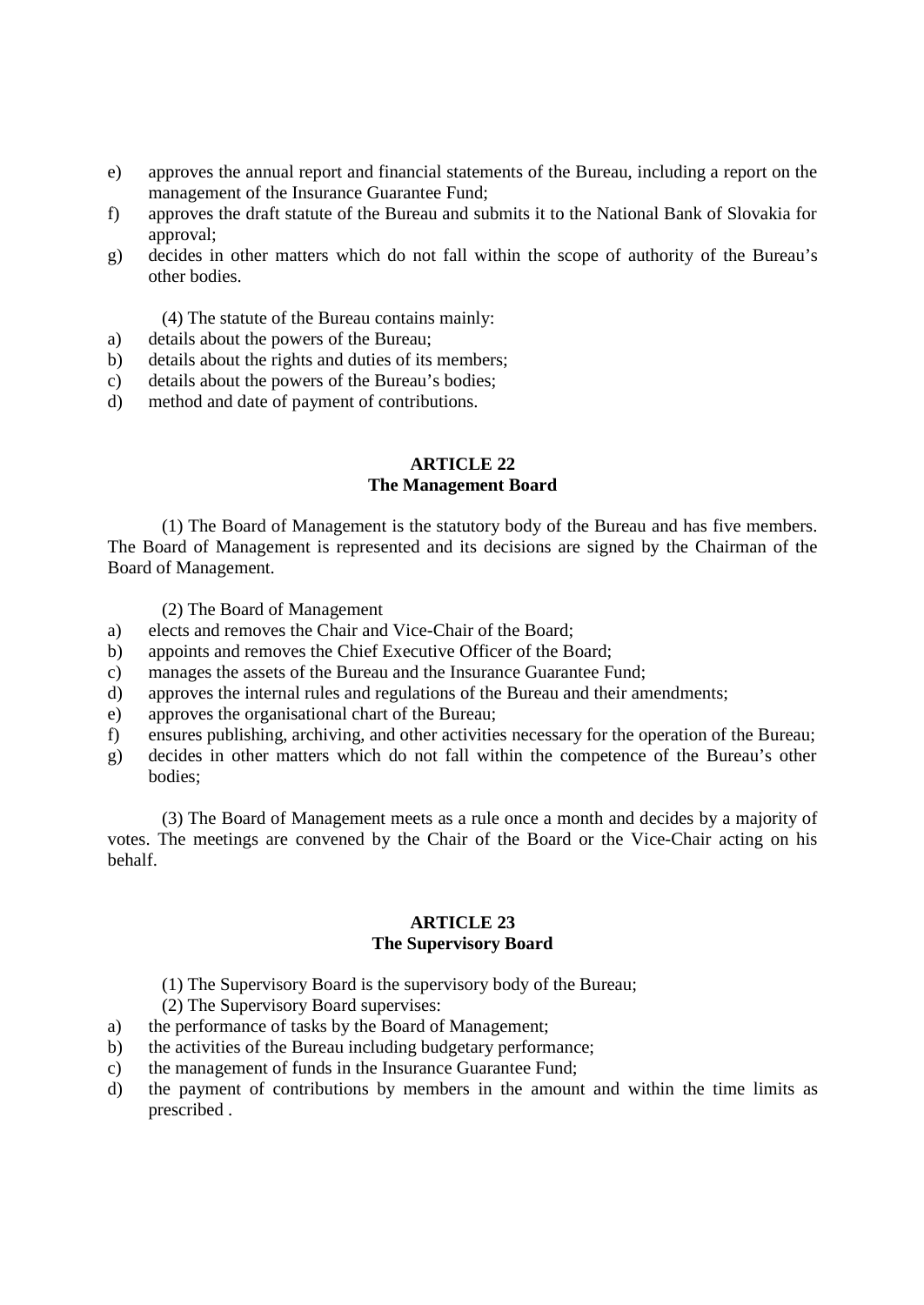e) approves the annual report and financial statements of the Bureau, including a report on the management of the Insurance Guarantee Fund;
f) approves the draft statute of the Bureau and submits it to the National Bank of Slovakia for approval;
g) decides in other matters which do not fall within the scope of authority of the Bureau's other bodies.

(4) The statute of the Bureau contains mainly:

a) details about the powers of the Bureau;
b) details about the rights and duties of its members;
c) details about the powers of the Bureau's bodies;
d) method and date of payment of contributions.

## ARTICLE 22
## The Management Board

(1) The Board of Management is the statutory body of the Bureau and has five members. The Board of Management is represented and its decisions are signed by the Chairman of the Board of Management.

(2) The Board of Management

a) elects and removes the Chair and Vice-Chair of the Board;
b) appoints and removes the Chief Executive Officer of the Board;
c) manages the assets of the Bureau and the Insurance Guarantee Fund;
d) approves the internal rules and regulations of the Bureau and their amendments;
e) approves the organisational chart of the Bureau;
f) ensures publishing, archiving, and other activities necessary for the operation of the Bureau;
g) decides in other matters which do not fall within the competence of the Bureau's other bodies;

(3) The Board of Management meets as a rule once a month and decides by a majority of votes. The meetings are convened by the Chair of the Board or the Vice-Chair acting on his behalf.

## ARTICLE 23
## The Supervisory Board

(1) The Supervisory Board is the supervisory body of the Bureau;

(2) The Supervisory Board supervises:

a) the performance of tasks by the Board of Management;
b) the activities of the Bureau including budgetary performance;
c) the management of funds in the Insurance Guarantee Fund;
d) the payment of contributions by members in the amount and within the time limits as prescribed .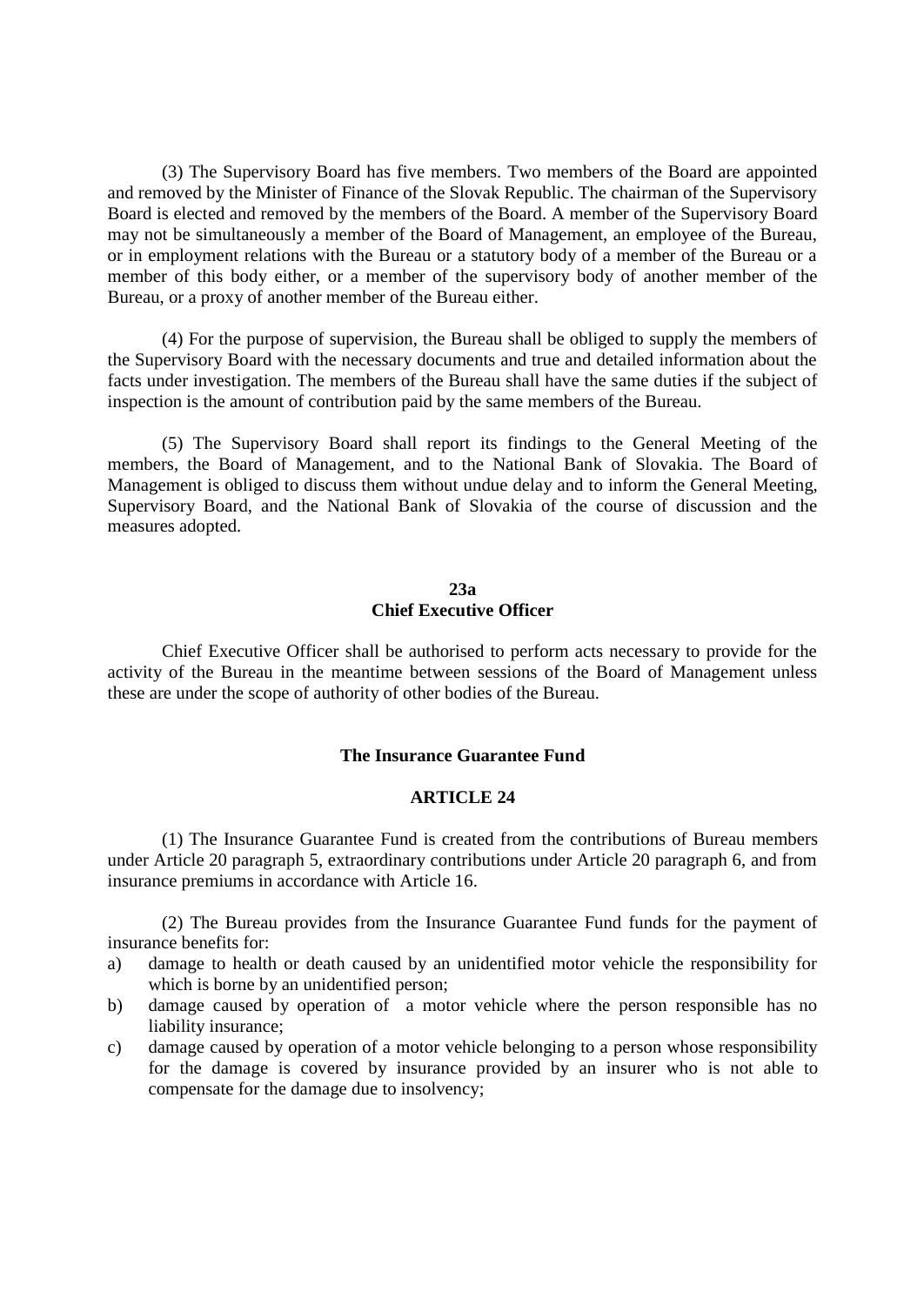(3) The Supervisory Board has five members. Two members of the Board are appointed and removed by the Minister of Finance of the Slovak Republic. The chairman of the Supervisory Board is elected and removed by the members of the Board. A member of the Supervisory Board may not be simultaneously a member of the Board of Management, an employee of the Bureau, or in employment relations with the Bureau or a statutory body of a member of the Bureau or a member of this body either, or a member of the supervisory body of another member of the Bureau, or a proxy of another member of the Bureau either.

(4) For the purpose of supervision, the Bureau shall be obliged to supply the members of the Supervisory Board with the necessary documents and true and detailed information about the facts under investigation. The members of the Bureau shall have the same duties if the subject of inspection is the amount of contribution paid by the same members of the Bureau.

(5) The Supervisory Board shall report its findings to the General Meeting of the members, the Board of Management, and to the National Bank of Slovakia. The Board of Management is obliged to discuss them without undue delay and to inform the General Meeting, Supervisory Board, and the National Bank of Slovakia of the course of discussion and the measures adopted.

**23a**
**Chief Executive Officer**

Chief Executive Officer shall be authorised to perform acts necessary to provide for the activity of the Bureau in the meantime between sessions of the Board of Management unless these are under the scope of authority of other bodies of the Bureau.

**The Insurance Guarantee Fund**

**ARTICLE 24**

(1) The Insurance Guarantee Fund is created from the contributions of Bureau members under Article 20 paragraph 5, extraordinary contributions under Article 20 paragraph 6, and from insurance premiums in accordance with Article 16.

(2) The Bureau provides from the Insurance Guarantee Fund funds for the payment of insurance benefits for:

a) damage to health or death caused by an unidentified motor vehicle the responsibility for which is borne by an unidentified person;
b) damage caused by operation of a motor vehicle where the person responsible has no liability insurance;
c) damage caused by operation of a motor vehicle belonging to a person whose responsibility for the damage is covered by insurance provided by an insurer who is not able to compensate for the damage due to insolvency;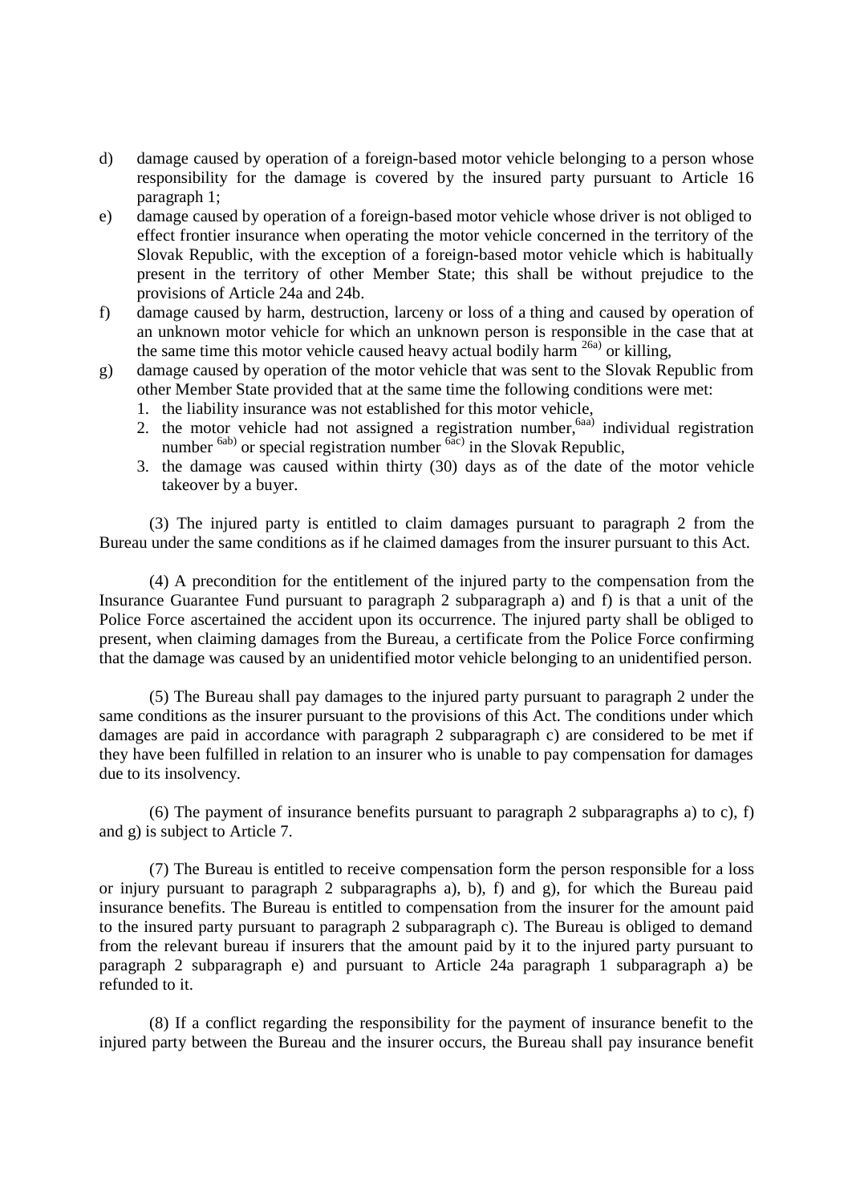d) damage caused by operation of a foreign-based motor vehicle belonging to a person whose responsibility for the damage is covered by the insured party pursuant to Article 16 paragraph 1;

e) damage caused by operation of a foreign-based motor vehicle whose driver is not obliged to effect frontier insurance when operating the motor vehicle concerned in the territory of the Slovak Republic, with the exception of a foreign-based motor vehicle which is habitually present in the territory of other Member State; this shall be without prejudice to the provisions of Article 24a and 24b.

f) damage caused by harm, destruction, larceny or loss of a thing and caused by operation of an unknown motor vehicle for which an unknown person is responsible in the case that at the same time this motor vehicle caused heavy actual bodily harm [26a] or killing,

g) damage caused by operation of the motor vehicle that was sent to the Slovak Republic from other Member State provided that at the same time the following conditions were met:
   1. the liability insurance was not established for this motor vehicle,
   2. the motor vehicle had not assigned a registration number,[6aa] individual registration number [6ab] or special registration number [6ac] in the Slovak Republic,
   3. the damage was caused within thirty (30) days as of the date of the motor vehicle takeover by a buyer.

(3) The injured party is entitled to claim damages pursuant to paragraph 2 from the Bureau under the same conditions as if he claimed damages from the insurer pursuant to this Act.

(4) A precondition for the entitlement of the injured party to the compensation from the Insurance Guarantee Fund pursuant to paragraph 2 subparagraph a) and f) is that a unit of the Police Force ascertained the accident upon its occurrence. The injured party shall be obliged to present, when claiming damages from the Bureau, a certificate from the Police Force confirming that the damage was caused by an unidentified motor vehicle belonging to an unidentified person.

(5) The Bureau shall pay damages to the injured party pursuant to paragraph 2 under the same conditions as the insurer pursuant to the provisions of this Act. The conditions under which damages are paid in accordance with paragraph 2 subparagraph c) are considered to be met if they have been fulfilled in relation to an insurer who is unable to pay compensation for damages due to its insolvency.

(6) The payment of insurance benefits pursuant to paragraph 2 subparagraphs a) to c), f) and g) is subject to Article 7.

(7) The Bureau is entitled to receive compensation form the person responsible for a loss or injury pursuant to paragraph 2 subparagraphs a), b), f) and g), for which the Bureau paid insurance benefits. The Bureau is entitled to compensation from the insurer for the amount paid to the insured party pursuant to paragraph 2 subparagraph c). The Bureau is obliged to demand from the relevant bureau if insurers that the amount paid by it to the injured party pursuant to paragraph 2 subparagraph e) and pursuant to Article 24a paragraph 1 subparagraph a) be refunded to it.

(8) If a conflict regarding the responsibility for the payment of insurance benefit to the injured party between the Bureau and the insurer occurs, the Bureau shall pay insurance benefit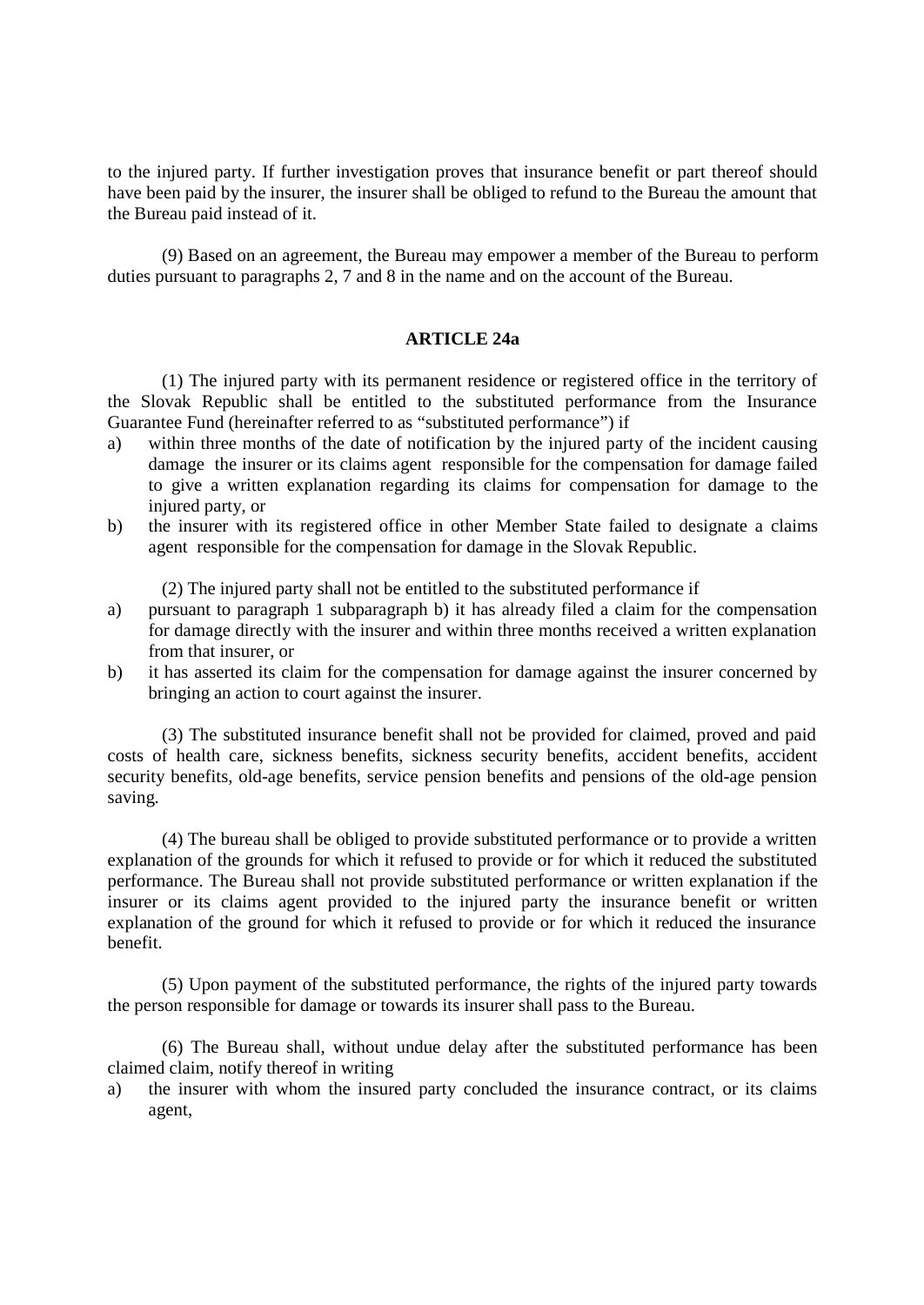to the injured party. If further investigation proves that insurance benefit or part thereof should have been paid by the insurer, the insurer shall be obliged to refund to the Bureau the amount that the Bureau paid instead of it.

(9) Based on an agreement, the Bureau may empower a member of the Bureau to perform duties pursuant to paragraphs 2, 7 and 8 in the name and on the account of the Bureau.

### ARTICLE 24a

(1) The injured party with its permanent residence or registered office in the territory of the Slovak Republic shall be entitled to the substituted performance from the Insurance Guarantee Fund (hereinafter referred to as "substituted performance") if

a) within three months of the date of notification by the injured party of the incident causing damage the insurer or its claims agent responsible for the compensation for damage failed to give a written explanation regarding its claims for compensation for damage to the injured party, or
b) the insurer with its registered office in other Member State failed to designate a claims agent responsible for the compensation for damage in the Slovak Republic.

(2) The injured party shall not be entitled to the substituted performance if

a) pursuant to paragraph 1 subparagraph b) it has already filed a claim for the compensation for damage directly with the insurer and within three months received a written explanation from that insurer, or
b) it has asserted its claim for the compensation for damage against the insurer concerned by bringing an action to court against the insurer.

(3) The substituted insurance benefit shall not be provided for claimed, proved and paid costs of health care, sickness benefits, sickness security benefits, accident benefits, accident security benefits, old-age benefits, service pension benefits and pensions of the old-age pension saving.

(4) The bureau shall be obliged to provide substituted performance or to provide a written explanation of the grounds for which it refused to provide or for which it reduced the substituted performance. The Bureau shall not provide substituted performance or written explanation if the insurer or its claims agent provided to the injured party the insurance benefit or written explanation of the ground for which it refused to provide or for which it reduced the insurance benefit.

(5) Upon payment of the substituted performance, the rights of the injured party towards the person responsible for damage or towards its insurer shall pass to the Bureau.

(6) The Bureau shall, without undue delay after the substituted performance has been claimed claim, notify thereof in writing

a) the insurer with whom the insured party concluded the insurance contract, or its claims agent,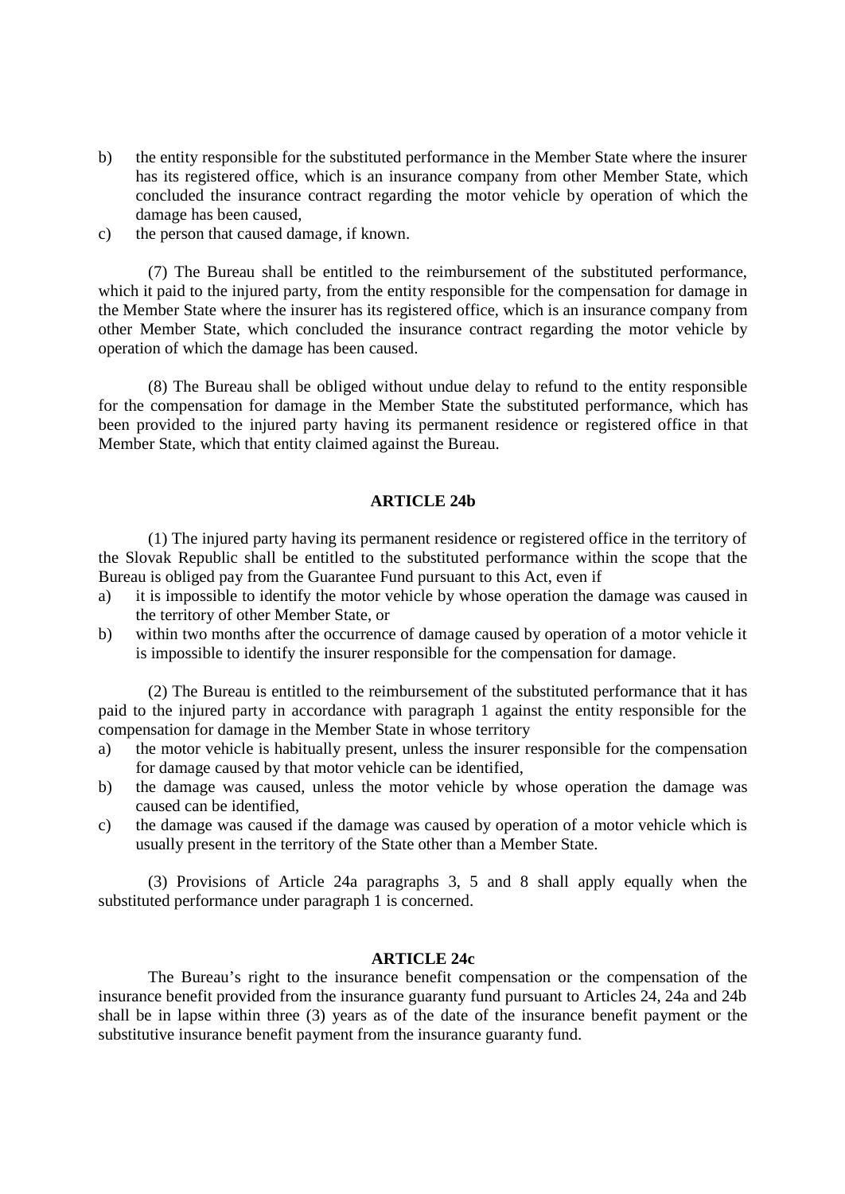b) the entity responsible for the substituted performance in the Member State where the insurer has its registered office, which is an insurance company from other Member State, which concluded the insurance contract regarding the motor vehicle by operation of which the damage has been caused,

c) the person that caused damage, if known.

(7) The Bureau shall be entitled to the reimbursement of the substituted performance, which it paid to the injured party, from the entity responsible for the compensation for damage in the Member State where the insurer has its registered office, which is an insurance company from other Member State, which concluded the insurance contract regarding the motor vehicle by operation of which the damage has been caused.

(8) The Bureau shall be obliged without undue delay to refund to the entity responsible for the compensation for damage in the Member State the substituted performance, which has been provided to the injured party having its permanent residence or registered office in that Member State, which that entity claimed against the Bureau.

**ARTICLE 24b**

(1) The injured party having its permanent residence or registered office in the territory of the Slovak Republic shall be entitled to the substituted performance within the scope that the Bureau is obliged pay from the Guarantee Fund pursuant to this Act, even if

a) it is impossible to identify the motor vehicle by whose operation the damage was caused in the territory of other Member State, or

b) within two months after the occurrence of damage caused by operation of a motor vehicle it is impossible to identify the insurer responsible for the compensation for damage.

(2) The Bureau is entitled to the reimbursement of the substituted performance that it has paid to the injured party in accordance with paragraph 1 against the entity responsible for the compensation for damage in the Member State in whose territory

a) the motor vehicle is habitually present, unless the insurer responsible for the compensation for damage caused by that motor vehicle can be identified,

b) the damage was caused, unless the motor vehicle by whose operation the damage was caused can be identified,

c) the damage was caused if the damage was caused by operation of a motor vehicle which is usually present in the territory of the State other than a Member State.

(3) Provisions of Article 24a paragraphs 3, 5 and 8 shall apply equally when the substituted performance under paragraph 1 is concerned.

**ARTICLE 24c**

The Bureau's right to the insurance benefit compensation or the compensation of the insurance benefit provided from the insurance guaranty fund pursuant to Articles 24, 24a and 24b shall be in lapse within three (3) years as of the date of the insurance benefit payment or the substitutive insurance benefit payment from the insurance guaranty fund.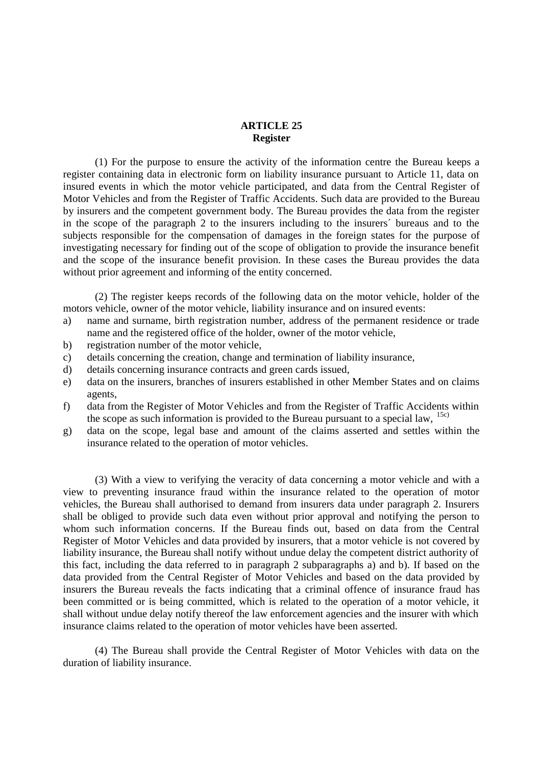**ARTICLE 25**
**Register**

(1) For the purpose to ensure the activity of the information centre the Bureau keeps a register containing data in electronic form on liability insurance pursuant to Article 11, data on insured events in which the motor vehicle participated, and data from the Central Register of Motor Vehicles and from the Register of Traffic Accidents. Such data are provided to the Bureau by insurers and the competent government body. The Bureau provides the data from the register in the scope of the paragraph 2 to the insurers including to the insurers´ bureaus and to the subjects responsible for the compensation of damages in the foreign states for the purpose of investigating necessary for finding out of the scope of obligation to provide the insurance benefit and the scope of the insurance benefit provision. In these cases the Bureau provides the data without prior agreement and informing of the entity concerned.

(2) The register keeps records of the following data on the motor vehicle, holder of the motors vehicle, owner of the motor vehicle, liability insurance and on insured events:

a) name and surname, birth registration number, address of the permanent residence or trade name and the registered office of the holder, owner of the motor vehicle,
b) registration number of the motor vehicle,
c) details concerning the creation, change and termination of liability insurance,
d) details concerning insurance contracts and green cards issued,
e) data on the insurers, branches of insurers established in other Member States and on claims agents,
f) data from the Register of Motor Vehicles and from the Register of Traffic Accidents within the scope as such information is provided to the Bureau pursuant to a special law, [15c)]
g) data on the scope, legal base and amount of the claims asserted and settles within the insurance related to the operation of motor vehicles.

(3) With a view to verifying the veracity of data concerning a motor vehicle and with a view to preventing insurance fraud within the insurance related to the operation of motor vehicles, the Bureau shall authorised to demand from insurers data under paragraph 2. Insurers shall be obliged to provide such data even without prior approval and notifying the person to whom such information concerns. If the Bureau finds out, based on data from the Central Register of Motor Vehicles and data provided by insurers, that a motor vehicle is not covered by liability insurance, the Bureau shall notify without undue delay the competent district authority of this fact, including the data referred to in paragraph 2 subparagraphs a) and b). If based on the data provided from the Central Register of Motor Vehicles and based on the data provided by insurers the Bureau reveals the facts indicating that a criminal offence of insurance fraud has been committed or is being committed, which is related to the operation of a motor vehicle, it shall without undue delay notify thereof the law enforcement agencies and the insurer with which insurance claims related to the operation of motor vehicles have been asserted.

(4) The Bureau shall provide the Central Register of Motor Vehicles with data on the duration of liability insurance.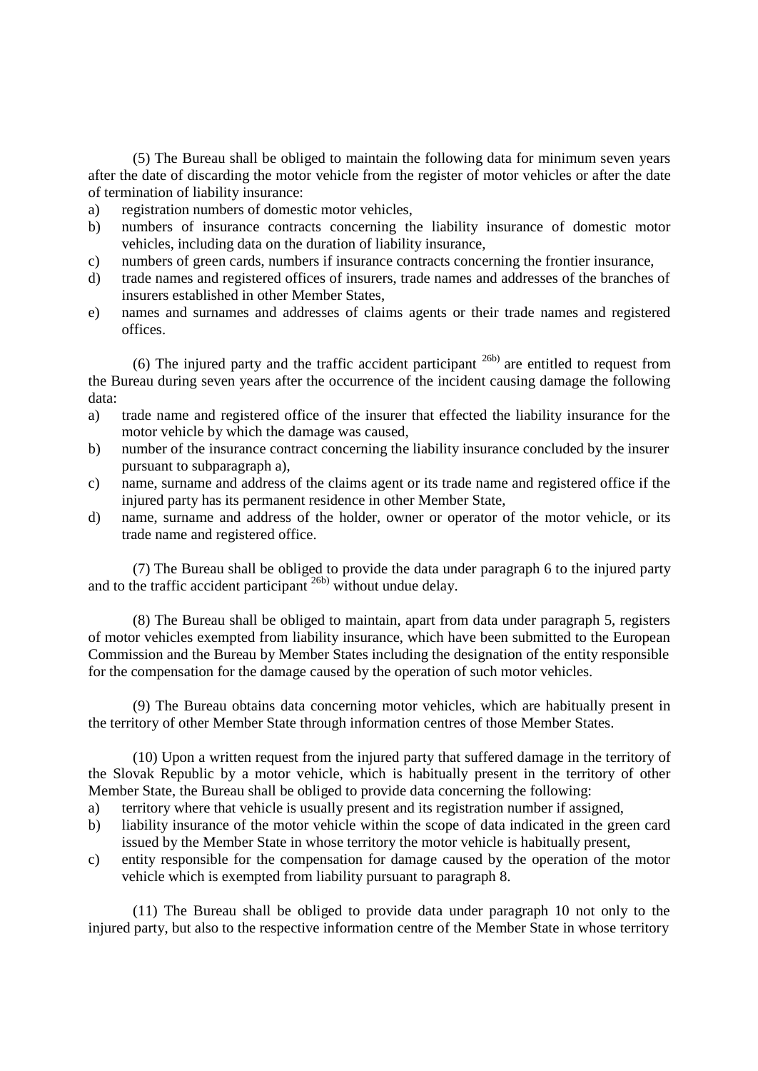(5) The Bureau shall be obliged to maintain the following data for minimum seven years after the date of discarding the motor vehicle from the register of motor vehicles or after the date of termination of liability insurance:

a) registration numbers of domestic motor vehicles,
b) numbers of insurance contracts concerning the liability insurance of domestic motor vehicles, including data on the duration of liability insurance,
c) numbers of green cards, numbers if insurance contracts concerning the frontier insurance,
d) trade names and registered offices of insurers, trade names and addresses of the branches of insurers established in other Member States,
e) names and surnames and addresses of claims agents or their trade names and registered offices.

(6) The injured party and the traffic accident participant [26b)] are entitled to request from the Bureau during seven years after the occurrence of the incident causing damage the following data:

a) trade name and registered office of the insurer that effected the liability insurance for the motor vehicle by which the damage was caused,
b) number of the insurance contract concerning the liability insurance concluded by the insurer pursuant to subparagraph a),
c) name, surname and address of the claims agent or its trade name and registered office if the injured party has its permanent residence in other Member State,
d) name, surname and address of the holder, owner or operator of the motor vehicle, or its trade name and registered office.

(7) The Bureau shall be obliged to provide the data under paragraph 6 to the injured party and to the traffic accident participant [26b)] without undue delay.

(8) The Bureau shall be obliged to maintain, apart from data under paragraph 5, registers of motor vehicles exempted from liability insurance, which have been submitted to the European Commission and the Bureau by Member States including the designation of the entity responsible for the compensation for the damage caused by the operation of such motor vehicles.

(9) The Bureau obtains data concerning motor vehicles, which are habitually present in the territory of other Member State through information centres of those Member States.

(10) Upon a written request from the injured party that suffered damage in the territory of the Slovak Republic by a motor vehicle, which is habitually present in the territory of other Member State, the Bureau shall be obliged to provide data concerning the following:

a) territory where that vehicle is usually present and its registration number if assigned,
b) liability insurance of the motor vehicle within the scope of data indicated in the green card issued by the Member State in whose territory the motor vehicle is habitually present,
c) entity responsible for the compensation for damage caused by the operation of the motor vehicle which is exempted from liability pursuant to paragraph 8.

(11) The Bureau shall be obliged to provide data under paragraph 10 not only to the injured party, but also to the respective information centre of the Member State in whose territory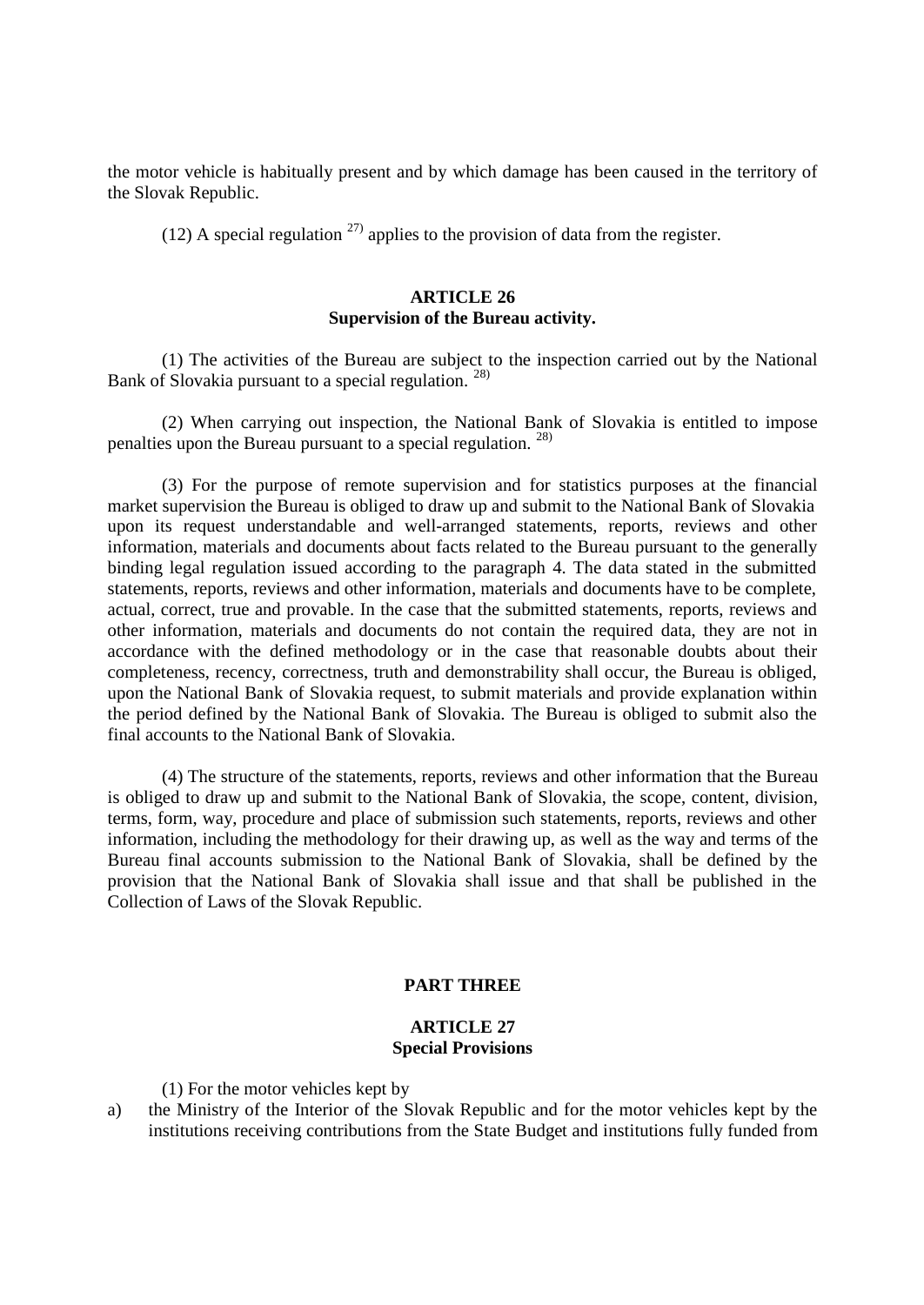the motor vehicle is habitually present and by which damage has been caused in the territory of the Slovak Republic.

(12) A special regulation [27)] applies to the provision of data from the register.

## ARTICLE 26
## Supervision of the Bureau activity.

(1) The activities of the Bureau are subject to the inspection carried out by the National Bank of Slovakia pursuant to a special regulation. [28)]

(2) When carrying out inspection, the National Bank of Slovakia is entitled to impose penalties upon the Bureau pursuant to a special regulation. [28)]

(3) For the purpose of remote supervision and for statistics purposes at the financial market supervision the Bureau is obliged to draw up and submit to the National Bank of Slovakia upon its request understandable and well-arranged statements, reports, reviews and other information, materials and documents about facts related to the Bureau pursuant to the generally binding legal regulation issued according to the paragraph 4. The data stated in the submitted statements, reports, reviews and other information, materials and documents have to be complete, actual, correct, true and provable. In the case that the submitted statements, reports, reviews and other information, materials and documents do not contain the required data, they are not in accordance with the defined methodology or in the case that reasonable doubts about their completeness, recency, correctness, truth and demonstrability shall occur, the Bureau is obliged, upon the National Bank of Slovakia request, to submit materials and provide explanation within the period defined by the National Bank of Slovakia. The Bureau is obliged to submit also the final accounts to the National Bank of Slovakia.

(4) The structure of the statements, reports, reviews and other information that the Bureau is obliged to draw up and submit to the National Bank of Slovakia, the scope, content, division, terms, form, way, procedure and place of submission such statements, reports, reviews and other information, including the methodology for their drawing up, as well as the way and terms of the Bureau final accounts submission to the National Bank of Slovakia, shall be defined by the provision that the National Bank of Slovakia shall issue and that shall be published in the Collection of Laws of the Slovak Republic.

# PART THREE

## ARTICLE 27
## Special Provisions

(1) For the motor vehicles kept by

a) the Ministry of the Interior of the Slovak Republic and for the motor vehicles kept by the institutions receiving contributions from the State Budget and institutions fully funded from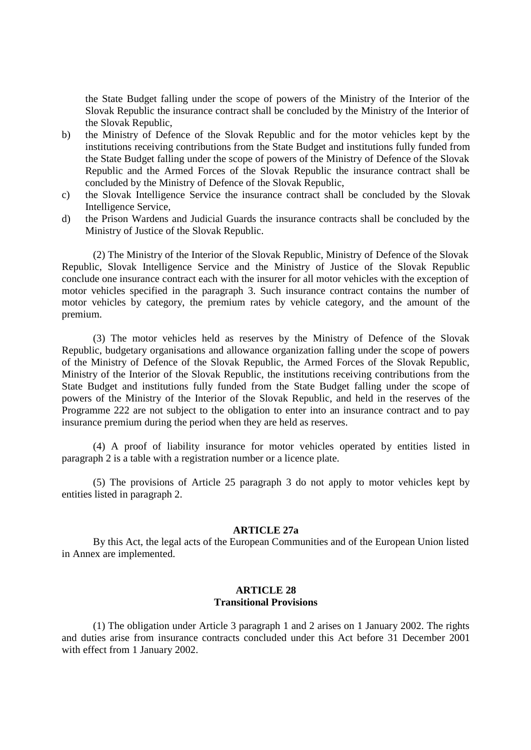the State Budget falling under the scope of powers of the Ministry of the Interior of the Slovak Republic the insurance contract shall be concluded by the Ministry of the Interior of the Slovak Republic,

b) the Ministry of Defence of the Slovak Republic and for the motor vehicles kept by the institutions receiving contributions from the State Budget and institutions fully funded from the State Budget falling under the scope of powers of the Ministry of Defence of the Slovak Republic and the Armed Forces of the Slovak Republic the insurance contract shall be concluded by the Ministry of Defence of the Slovak Republic,

c) the Slovak Intelligence Service the insurance contract shall be concluded by the Slovak Intelligence Service,

d) the Prison Wardens and Judicial Guards the insurance contracts shall be concluded by the Ministry of Justice of the Slovak Republic.

(2) The Ministry of the Interior of the Slovak Republic, Ministry of Defence of the Slovak Republic, Slovak Intelligence Service and the Ministry of Justice of the Slovak Republic conclude one insurance contract each with the insurer for all motor vehicles with the exception of motor vehicles specified in the paragraph 3. Such insurance contract contains the number of motor vehicles by category, the premium rates by vehicle category, and the amount of the premium.

(3) The motor vehicles held as reserves by the Ministry of Defence of the Slovak Republic, budgetary organisations and allowance organization falling under the scope of powers of the Ministry of Defence of the Slovak Republic, the Armed Forces of the Slovak Republic, Ministry of the Interior of the Slovak Republic, the institutions receiving contributions from the State Budget and institutions fully funded from the State Budget falling under the scope of powers of the Ministry of the Interior of the Slovak Republic, and held in the reserves of the Programme 222 are not subject to the obligation to enter into an insurance contract and to pay insurance premium during the period when they are held as reserves.

(4) A proof of liability insurance for motor vehicles operated by entities listed in paragraph 2 is a table with a registration number or a licence plate.

(5) The provisions of Article 25 paragraph 3 do not apply to motor vehicles kept by entities listed in paragraph 2.

**ARTICLE 27a**

By this Act, the legal acts of the European Communities and of the European Union listed in Annex are implemented.

**ARTICLE 28**
**Transitional Provisions**

(1) The obligation under Article 3 paragraph 1 and 2 arises on 1 January 2002. The rights and duties arise from insurance contracts concluded under this Act before 31 December 2001 with effect from 1 January 2002.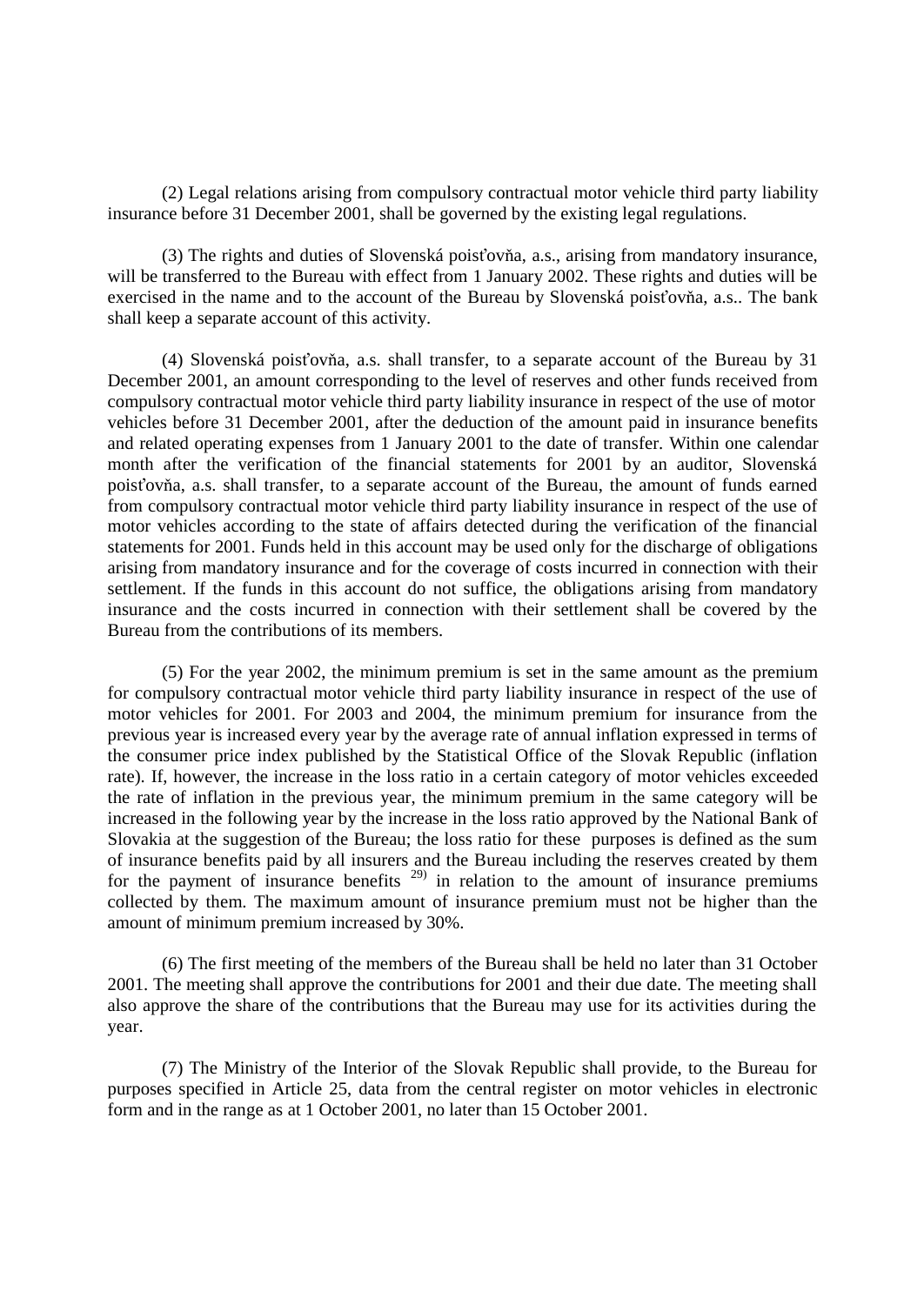(2) Legal relations arising from compulsory contractual motor vehicle third party liability insurance before 31 December 2001, shall be governed by the existing legal regulations.

(3) The rights and duties of Slovenská poisťovňa, a.s., arising from mandatory insurance, will be transferred to the Bureau with effect from 1 January 2002. These rights and duties will be exercised in the name and to the account of the Bureau by Slovenská poisťovňa, a.s.. The bank shall keep a separate account of this activity.

(4) Slovenská poisťovňa, a.s. shall transfer, to a separate account of the Bureau by 31 December 2001, an amount corresponding to the level of reserves and other funds received from compulsory contractual motor vehicle third party liability insurance in respect of the use of motor vehicles before 31 December 2001, after the deduction of the amount paid in insurance benefits and related operating expenses from 1 January 2001 to the date of transfer. Within one calendar month after the verification of the financial statements for 2001 by an auditor, Slovenská poisťovňa, a.s. shall transfer, to a separate account of the Bureau, the amount of funds earned from compulsory contractual motor vehicle third party liability insurance in respect of the use of motor vehicles according to the state of affairs detected during the verification of the financial statements for 2001. Funds held in this account may be used only for the discharge of obligations arising from mandatory insurance and for the coverage of costs incurred in connection with their settlement. If the funds in this account do not suffice, the obligations arising from mandatory insurance and the costs incurred in connection with their settlement shall be covered by the Bureau from the contributions of its members.

(5) For the year 2002, the minimum premium is set in the same amount as the premium for compulsory contractual motor vehicle third party liability insurance in respect of the use of motor vehicles for 2001. For 2003 and 2004, the minimum premium for insurance from the previous year is increased every year by the average rate of annual inflation expressed in terms of the consumer price index published by the Statistical Office of the Slovak Republic (inflation rate). If, however, the increase in the loss ratio in a certain category of motor vehicles exceeded the rate of inflation in the previous year, the minimum premium in the same category will be increased in the following year by the increase in the loss ratio approved by the National Bank of Slovakia at the suggestion of the Bureau; the loss ratio for these purposes is defined as the sum of insurance benefits paid by all insurers and the Bureau including the reserves created by them for the payment of insurance benefits [29)] in relation to the amount of insurance premiums collected by them. The maximum amount of insurance premium must not be higher than the amount of minimum premium increased by 30%.

(6) The first meeting of the members of the Bureau shall be held no later than 31 October 2001. The meeting shall approve the contributions for 2001 and their due date. The meeting shall also approve the share of the contributions that the Bureau may use for its activities during the year.

(7) The Ministry of the Interior of the Slovak Republic shall provide, to the Bureau for purposes specified in Article 25, data from the central register on motor vehicles in electronic form and in the range as at 1 October 2001, no later than 15 October 2001.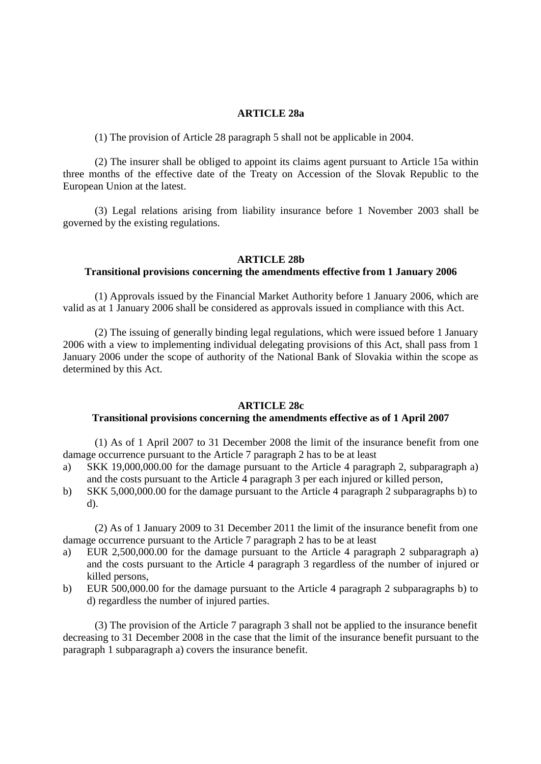## ARTICLE 28a

(1) The provision of Article 28 paragraph 5 shall not be applicable in 2004.

(2) The insurer shall be obliged to appoint its claims agent pursuant to Article 15a within three months of the effective date of the Treaty on Accession of the Slovak Republic to the European Union at the latest.

(3) Legal relations arising from liability insurance before 1 November 2003 shall be governed by the existing regulations.

## ARTICLE 28b
### Transitional provisions concerning the amendments effective from 1 January 2006

(1) Approvals issued by the Financial Market Authority before 1 January 2006, which are valid as at 1 January 2006 shall be considered as approvals issued in compliance with this Act.

(2) The issuing of generally binding legal regulations, which were issued before 1 January 2006 with a view to implementing individual delegating provisions of this Act, shall pass from 1 January 2006 under the scope of authority of the National Bank of Slovakia within the scope as determined by this Act.

## ARTICLE 28c
### Transitional provisions concerning the amendments effective as of 1 April 2007

(1) As of 1 April 2007 to 31 December 2008 the limit of the insurance benefit from one damage occurrence pursuant to the Article 7 paragraph 2 has to be at least

a) SKK 19,000,000.00 for the damage pursuant to the Article 4 paragraph 2, subparagraph a) and the costs pursuant to the Article 4 paragraph 3 per each injured or killed person,
b) SKK 5,000,000.00 for the damage pursuant to the Article 4 paragraph 2 subparagraphs b) to d).

(2) As of 1 January 2009 to 31 December 2011 the limit of the insurance benefit from one damage occurrence pursuant to the Article 7 paragraph 2 has to be at least

a) EUR 2,500,000.00 for the damage pursuant to the Article 4 paragraph 2 subparagraph a) and the costs pursuant to the Article 4 paragraph 3 regardless of the number of injured or killed persons,
b) EUR 500,000.00 for the damage pursuant to the Article 4 paragraph 2 subparagraphs b) to d) regardless the number of injured parties.

(3) The provision of the Article 7 paragraph 3 shall not be applied to the insurance benefit decreasing to 31 December 2008 in the case that the limit of the insurance benefit pursuant to the paragraph 1 subparagraph a) covers the insurance benefit.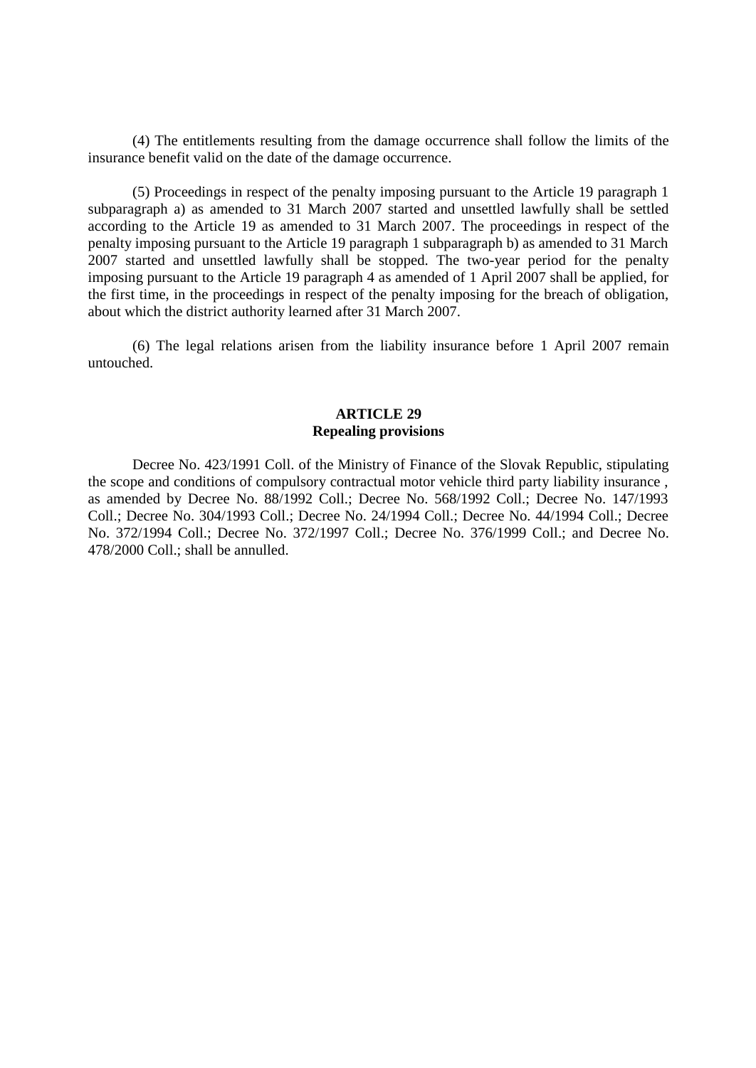(4) The entitlements resulting from the damage occurrence shall follow the limits of the insurance benefit valid on the date of the damage occurrence.

(5) Proceedings in respect of the penalty imposing pursuant to the Article 19 paragraph 1 subparagraph a) as amended to 31 March 2007 started and unsettled lawfully shall be settled according to the Article 19 as amended to 31 March 2007. The proceedings in respect of the penalty imposing pursuant to the Article 19 paragraph 1 subparagraph b) as amended to 31 March 2007 started and unsettled lawfully shall be stopped. The two-year period for the penalty imposing pursuant to the Article 19 paragraph 4 as amended of 1 April 2007 shall be applied, for the first time, in the proceedings in respect of the penalty imposing for the breach of obligation, about which the district authority learned after 31 March 2007.

(6) The legal relations arisen from the liability insurance before 1 April 2007 remain untouched.

**ARTICLE 29**
**Repealing provisions**

Decree No. 423/1991 Coll. of the Ministry of Finance of the Slovak Republic, stipulating the scope and conditions of compulsory contractual motor vehicle third party liability insurance , as amended by Decree No. 88/1992 Coll.; Decree No. 568/1992 Coll.; Decree No. 147/1993 Coll.; Decree No. 304/1993 Coll.; Decree No. 24/1994 Coll.; Decree No. 44/1994 Coll.; Decree No. 372/1994 Coll.; Decree No. 372/1997 Coll.; Decree No. 376/1999 Coll.; and Decree No. 478/2000 Coll.; shall be annulled.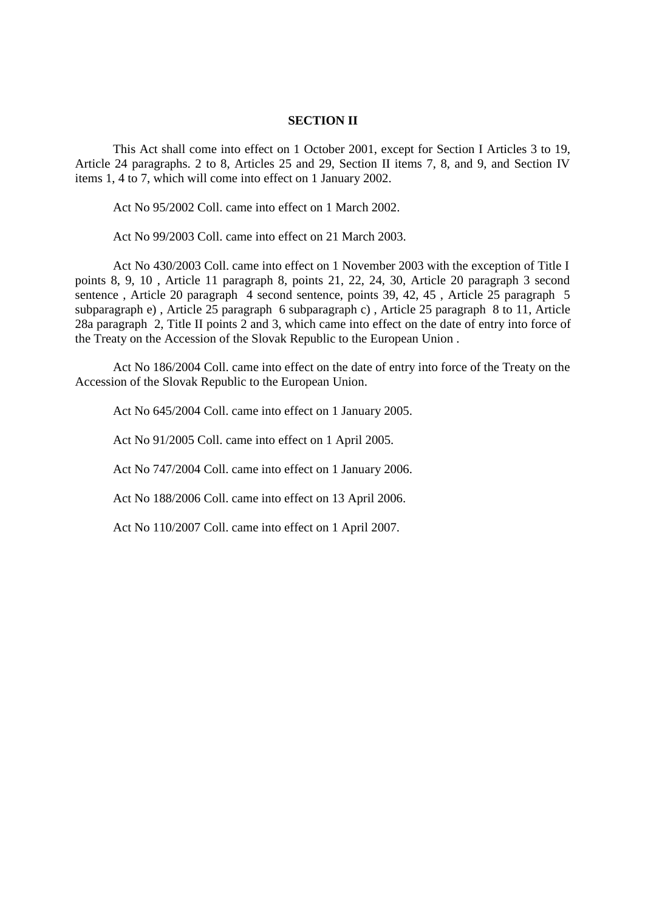## SECTION II

This Act shall come into effect on 1 October 2001, except for Section I Articles 3 to 19, Article 24 paragraphs. 2 to 8, Articles 25 and 29, Section II items 7, 8, and 9, and Section IV items 1, 4 to 7, which will come into effect on 1 January 2002.

Act No 95/2002 Coll. came into effect on 1 March 2002.

Act No 99/2003 Coll. came into effect on 21 March 2003.

Act No 430/2003 Coll. came into effect on 1 November 2003 with the exception of Title I points 8, 9, 10 , Article 11 paragraph 8, points 21, 22, 24, 30, Article 20 paragraph 3 second sentence , Article 20 paragraph 4 second sentence, points 39, 42, 45 , Article 25 paragraph 5 subparagraph e) , Article 25 paragraph 6 subparagraph c) , Article 25 paragraph 8 to 11, Article 28a paragraph 2, Title II points 2 and 3, which came into effect on the date of entry into force of the Treaty on the Accession of the Slovak Republic to the European Union .

Act No 186/2004 Coll. came into effect on the date of entry into force of the Treaty on the Accession of the Slovak Republic to the European Union.

Act No 645/2004 Coll. came into effect on 1 January 2005.

Act No 91/2005 Coll. came into effect on 1 April 2005.

Act No 747/2004 Coll. came into effect on 1 January 2006.

Act No 188/2006 Coll. came into effect on 13 April 2006.

Act No 110/2007 Coll. came into effect on 1 April 2007.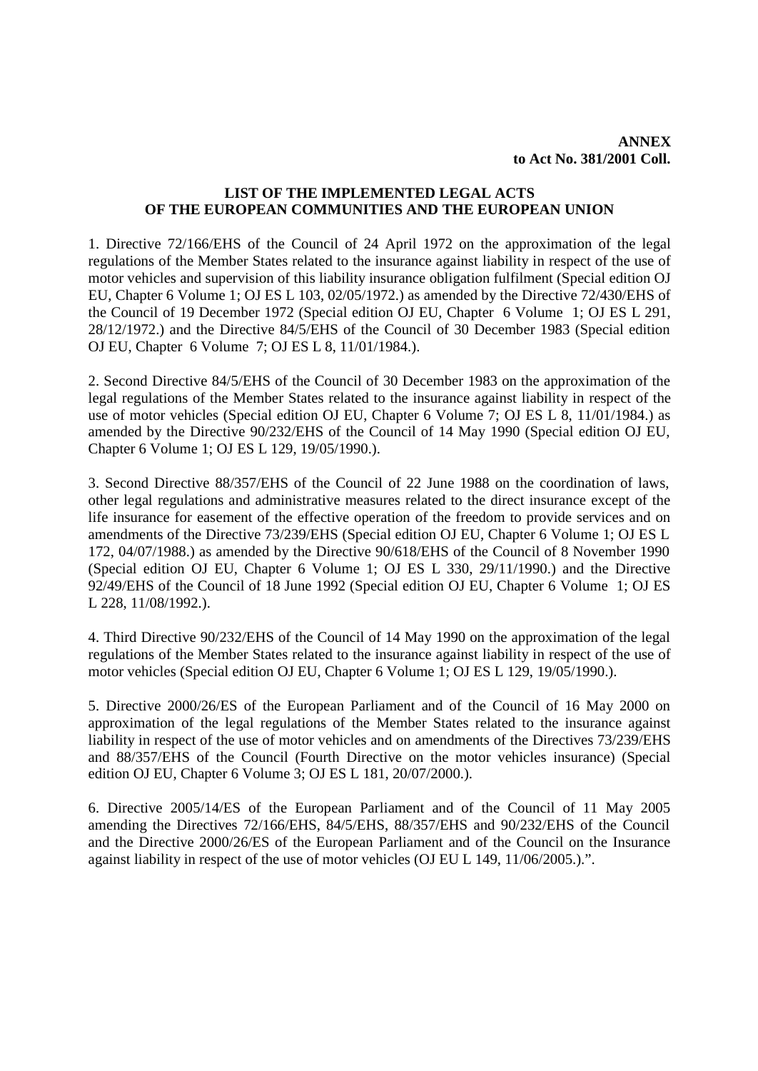**ANNEX**
**to Act No. 381/2001 Coll.**

## LIST OF THE IMPLEMENTED LEGAL ACTS OF THE EUROPEAN COMMUNITIES AND THE EUROPEAN UNION

1. Directive 72/166/EHS of the Council of 24 April 1972 on the approximation of the legal regulations of the Member States related to the insurance against liability in respect of the use of motor vehicles and supervision of this liability insurance obligation fulfilment (Special edition OJ EU, Chapter 6 Volume 1; OJ ES L 103, 02/05/1972.) as amended by the Directive 72/430/EHS of the Council of 19 December 1972 (Special edition OJ EU, Chapter 6 Volume 1; OJ ES L 291, 28/12/1972.) and the Directive 84/5/EHS of the Council of 30 December 1983 (Special edition OJ EU, Chapter 6 Volume 7; OJ ES L 8, 11/01/1984.).

2. Second Directive 84/5/EHS of the Council of 30 December 1983 on the approximation of the legal regulations of the Member States related to the insurance against liability in respect of the use of motor vehicles (Special edition OJ EU, Chapter 6 Volume 7; OJ ES L 8, 11/01/1984.) as amended by the Directive 90/232/EHS of the Council of 14 May 1990 (Special edition OJ EU, Chapter 6 Volume 1; OJ ES L 129, 19/05/1990.).

3. Second Directive 88/357/EHS of the Council of 22 June 1988 on the coordination of laws, other legal regulations and administrative measures related to the direct insurance except of the life insurance for easement of the effective operation of the freedom to provide services and on amendments of the Directive 73/239/EHS (Special edition OJ EU, Chapter 6 Volume 1; OJ ES L 172, 04/07/1988.) as amended by the Directive 90/618/EHS of the Council of 8 November 1990 (Special edition OJ EU, Chapter 6 Volume 1; OJ ES L 330, 29/11/1990.) and the Directive 92/49/EHS of the Council of 18 June 1992 (Special edition OJ EU, Chapter 6 Volume 1; OJ ES L 228, 11/08/1992.).

4. Third Directive 90/232/EHS of the Council of 14 May 1990 on the approximation of the legal regulations of the Member States related to the insurance against liability in respect of the use of motor vehicles (Special edition OJ EU, Chapter 6 Volume 1; OJ ES L 129, 19/05/1990.).

5. Directive 2000/26/ES of the European Parliament and of the Council of 16 May 2000 on approximation of the legal regulations of the Member States related to the insurance against liability in respect of the use of motor vehicles and on amendments of the Directives 73/239/EHS and 88/357/EHS of the Council (Fourth Directive on the motor vehicles insurance) (Special edition OJ EU, Chapter 6 Volume 3; OJ ES L 181, 20/07/2000.).

6. Directive 2005/14/ES of the European Parliament and of the Council of 11 May 2005 amending the Directives 72/166/EHS, 84/5/EHS, 88/357/EHS and 90/232/EHS of the Council and the Directive 2000/26/ES of the European Parliament and of the Council on the Insurance against liability in respect of the use of motor vehicles (OJ EU L 149, 11/06/2005.).".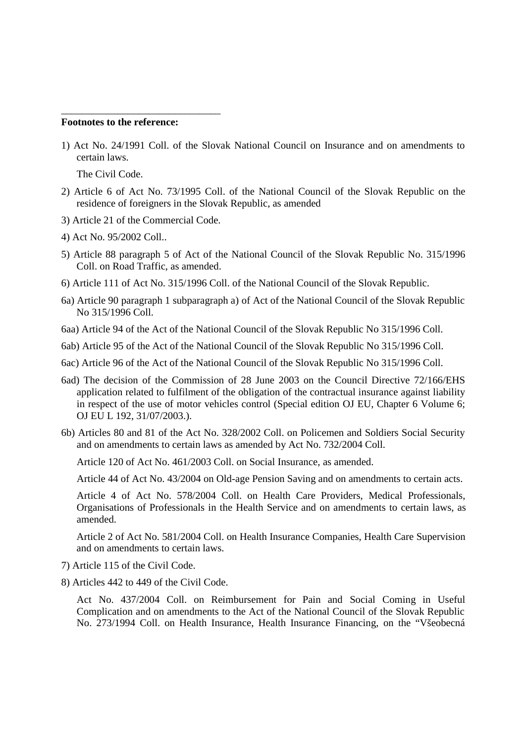\_\_\_\_\_\_\_\_\_\_\_\_\_\_\_\_\_\_\_\_\_\_\_\_\_\_\_\_\_\_\_\_

**Footnotes to the reference:**

1) Act No. 24/1991 Coll. of the Slovak National Council on Insurance and on amendments to certain laws.

   The Civil Code.

2) Article 6 of Act No. 73/1995 Coll. of the National Council of the Slovak Republic on the residence of foreigners in the Slovak Republic, as amended

3) Article 21 of the Commercial Code.

4) Act No. 95/2002 Coll..

5) Article 88 paragraph 5 of Act of the National Council of the Slovak Republic No. 315/1996 Coll. on Road Traffic, as amended.

6) Article 111 of Act No. 315/1996 Coll. of the National Council of the Slovak Republic.

6a) Article 90 paragraph 1 subparagraph a) of Act of the National Council of the Slovak Republic No 315/1996 Coll.

6aa) Article 94 of the Act of the National Council of the Slovak Republic No 315/1996 Coll.

6ab) Article 95 of the Act of the National Council of the Slovak Republic No 315/1996 Coll.

6ac) Article 96 of the Act of the National Council of the Slovak Republic No 315/1996 Coll.

6ad) The decision of the Commission of 28 June 2003 on the Council Directive 72/166/EHS application related to fulfilment of the obligation of the contractual insurance against liability in respect of the use of motor vehicles control (Special edition OJ EU, Chapter 6 Volume 6; OJ EU L 192, 31/07/2003.).

6b) Articles 80 and 81 of the Act No. 328/2002 Coll. on Policemen and Soldiers Social Security and on amendments to certain laws as amended by Act No. 732/2004 Coll.

   Article 120 of Act No. 461/2003 Coll. on Social Insurance, as amended.

   Article 44 of Act No. 43/2004 on Old-age Pension Saving and on amendments to certain acts.

   Article 4 of Act No. 578/2004 Coll. on Health Care Providers, Medical Professionals, Organisations of Professionals in the Health Service and on amendments to certain laws, as amended.

   Article 2 of Act No. 581/2004 Coll. on Health Insurance Companies, Health Care Supervision and on amendments to certain laws.

7) Article 115 of the Civil Code.

8) Articles 442 to 449 of the Civil Code.

   Act No. 437/2004 Coll. on Reimbursement for Pain and Social Coming in Useful Complication and on amendments to the Act of the National Council of the Slovak Republic No. 273/1994 Coll. on Health Insurance, Health Insurance Financing, on the "Všeobecná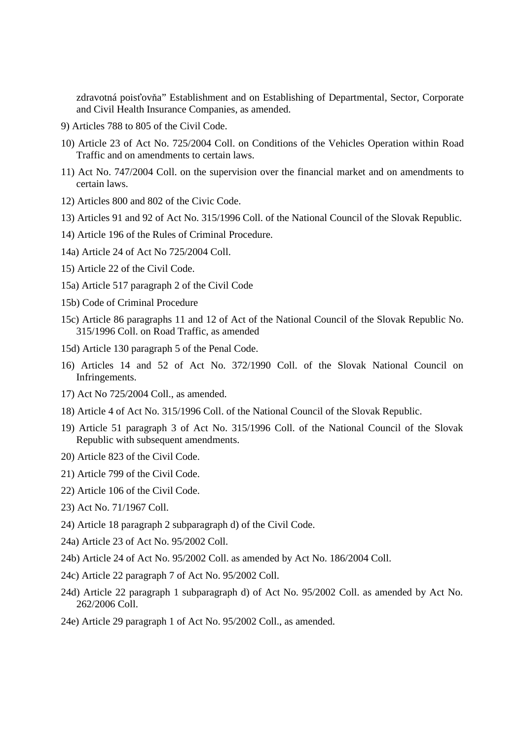zdravotná poisťovňa" Establishment and on Establishing of Departmental, Sector, Corporate and Civil Health Insurance Companies, as amended.

9) Articles 788 to 805 of the Civil Code.

10) Article 23 of Act No. 725/2004 Coll. on Conditions of the Vehicles Operation within Road Traffic and on amendments to certain laws.

11) Act No. 747/2004 Coll. on the supervision over the financial market and on amendments to certain laws.

12) Articles 800 and 802 of the Civic Code.

13) Articles 91 and 92 of Act No. 315/1996 Coll. of the National Council of the Slovak Republic.

14) Article 196 of the Rules of Criminal Procedure.

14a) Article 24 of Act No 725/2004 Coll.

15) Article 22 of the Civil Code.

15a) Article 517 paragraph 2 of the Civil Code

15b) Code of Criminal Procedure

15c) Article 86 paragraphs 11 and 12 of Act of the National Council of the Slovak Republic No. 315/1996 Coll. on Road Traffic, as amended

15d) Article 130 paragraph 5 of the Penal Code.

16) Articles 14 and 52 of Act No. 372/1990 Coll. of the Slovak National Council on Infringements.

17) Act No 725/2004 Coll., as amended.

18) Article 4 of Act No. 315/1996 Coll. of the National Council of the Slovak Republic.

19) Article 51 paragraph 3 of Act No. 315/1996 Coll. of the National Council of the Slovak Republic with subsequent amendments.

20) Article 823 of the Civil Code.

21) Article 799 of the Civil Code.

22) Article 106 of the Civil Code.

23) Act No. 71/1967 Coll.

24) Article 18 paragraph 2 subparagraph d) of the Civil Code.

24a) Article 23 of Act No. 95/2002 Coll.

24b) Article 24 of Act No. 95/2002 Coll. as amended by Act No. 186/2004 Coll.

24c) Article 22 paragraph 7 of Act No. 95/2002 Coll.

24d) Article 22 paragraph 1 subparagraph d) of Act No. 95/2002 Coll. as amended by Act No. 262/2006 Coll.

24e) Article 29 paragraph 1 of Act No. 95/2002 Coll., as amended.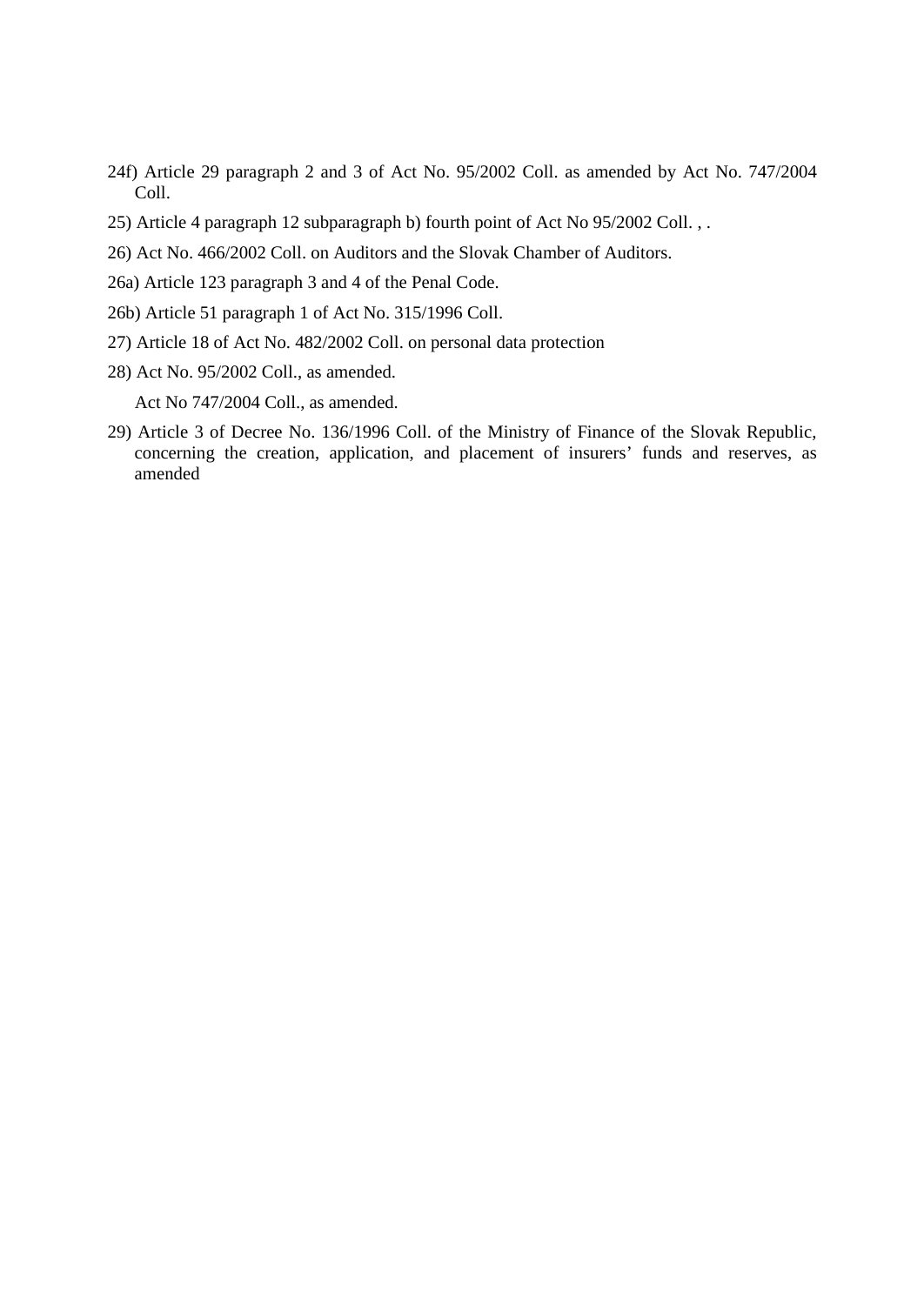24f) Article 29 paragraph 2 and 3 of Act No. 95/2002 Coll. as amended by Act No. 747/2004 Coll.

25) Article 4 paragraph 12 subparagraph b) fourth point of Act No 95/2002 Coll. , .

26) Act No. 466/2002 Coll. on Auditors and the Slovak Chamber of Auditors.

26a) Article 123 paragraph 3 and 4 of the Penal Code.

26b) Article 51 paragraph 1 of Act No. 315/1996 Coll.

27) Article 18 of Act No. 482/2002 Coll. on personal data protection

28) Act No. 95/2002 Coll., as amended.

Act No 747/2004 Coll., as amended.

29) Article 3 of Decree No. 136/1996 Coll. of the Ministry of Finance of the Slovak Republic, concerning the creation, application, and placement of insurers' funds and reserves, as amended